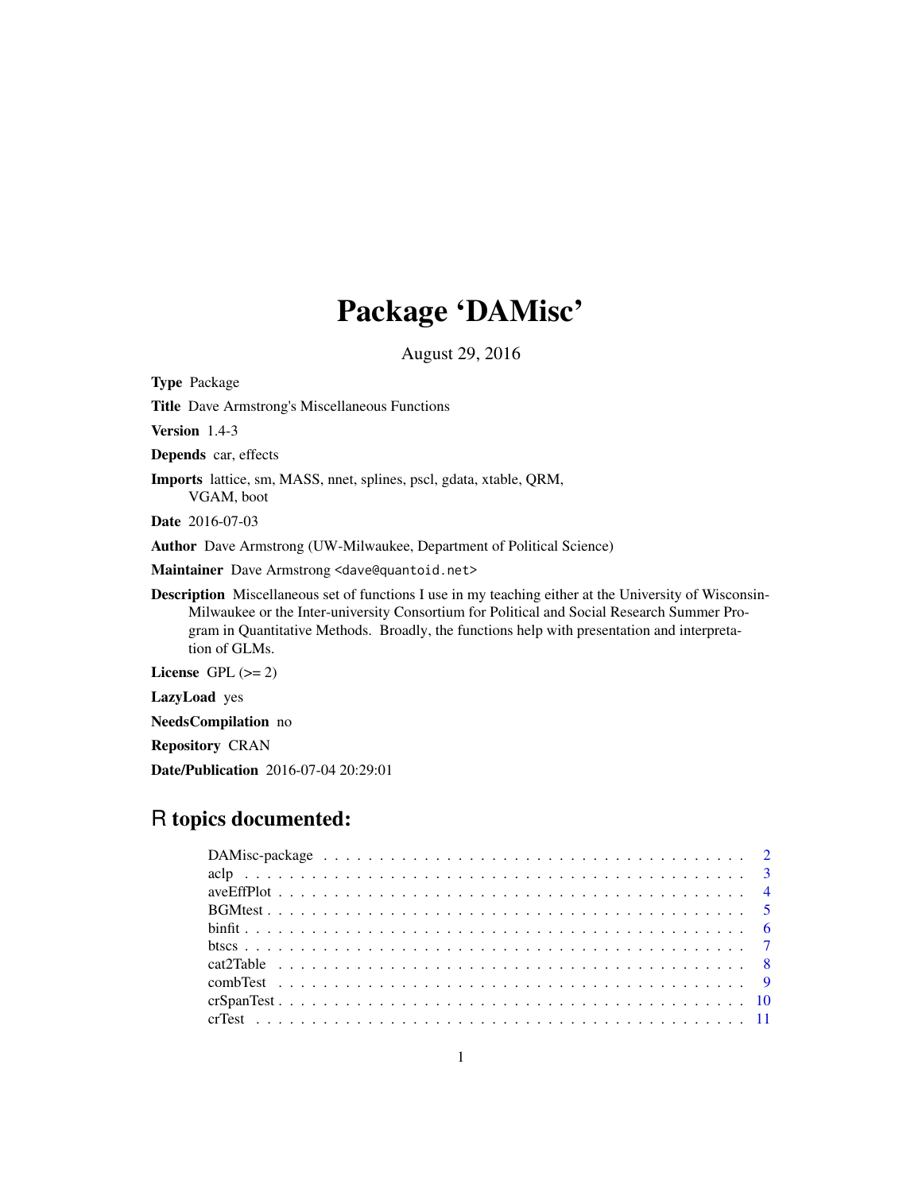# Package 'DAMisc'

August 29, 2016

**Type** Package

**Title** Dave Armstrong's Miscellaneous Functions

**Version** 1.4-3

**Depends** car, effects

**Imports** lattice, sm, MASS, nnet, splines, pscl, gdata, xtable, QRM, VGAM, boot

**Date** 2016-07-03

**Author** Dave Armstrong (UW-Milwaukee, Department of Political Science)

**Maintainer** Dave Armstrong <dave@quantoid.net>

**Description** Miscellaneous set of functions I use in my teaching either at the University of Wisconsin-Milwaukee or the Inter-university Consortium for Political and Social Research Summer Program in Quantitative Methods. Broadly, the functions help with presentation and interpretation of GLMs.

**License** GPL (>= 2)

**LazyLoad** yes

**NeedsCompilation** no

**Repository** CRAN

**Date/Publication** 2016-07-04 20:29:01

## R topics documented:

DAMisc-package . . . . . . . . . . . . . . . . . . . . . . . . . . . . . . . . . . . . . 2
aclp . . . . . . . . . . . . . . . . . . . . . . . . . . . . . . . . . . . . . . . . . . . 3
aveEffPlot . . . . . . . . . . . . . . . . . . . . . . . . . . . . . . . . . . . . . . . . 4
BGMtest . . . . . . . . . . . . . . . . . . . . . . . . . . . . . . . . . . . . . . . . . 5
binfit . . . . . . . . . . . . . . . . . . . . . . . . . . . . . . . . . . . . . . . . . . 6
btscs . . . . . . . . . . . . . . . . . . . . . . . . . . . . . . . . . . . . . . . . . . 7
cat2Table . . . . . . . . . . . . . . . . . . . . . . . . . . . . . . . . . . . . . . . . 8
combTest . . . . . . . . . . . . . . . . . . . . . . . . . . . . . . . . . . . . . . . . 9
crSpanTest . . . . . . . . . . . . . . . . . . . . . . . . . . . . . . . . . . . . . . . 10
crTest . . . . . . . . . . . . . . . . . . . . . . . . . . . . . . . . . . . . . . . . . 11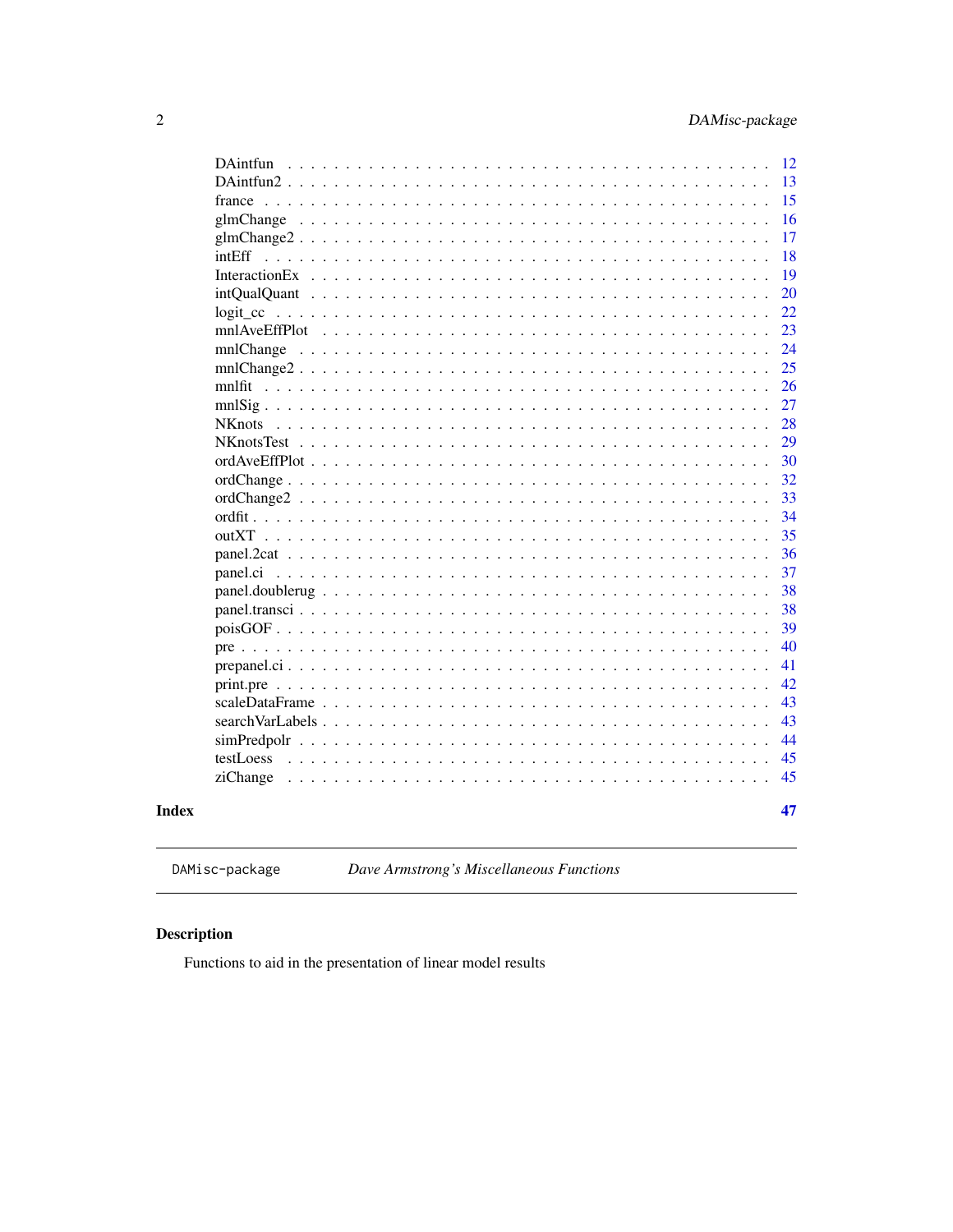DAintfun . . . . . . . . . . . . . . . . . . . . . . . . . . . . . . . . . . . . . . . . . 12
DAintfun2 . . . . . . . . . . . . . . . . . . . . . . . . . . . . . . . . . . . . . . . . . 13
france . . . . . . . . . . . . . . . . . . . . . . . . . . . . . . . . . . . . . . . . . . . 15
glmChange . . . . . . . . . . . . . . . . . . . . . . . . . . . . . . . . . . . . . . . . 16
glmChange2 . . . . . . . . . . . . . . . . . . . . . . . . . . . . . . . . . . . . . . . 17
intEff . . . . . . . . . . . . . . . . . . . . . . . . . . . . . . . . . . . . . . . . . . . 18
InteractionEx . . . . . . . . . . . . . . . . . . . . . . . . . . . . . . . . . . . . . . 19
intQualQuant . . . . . . . . . . . . . . . . . . . . . . . . . . . . . . . . . . . . . . 20
logit_cc . . . . . . . . . . . . . . . . . . . . . . . . . . . . . . . . . . . . . . . . . 22
mnlAveEffPlot . . . . . . . . . . . . . . . . . . . . . . . . . . . . . . . . . . . . . 23
mnlChange . . . . . . . . . . . . . . . . . . . . . . . . . . . . . . . . . . . . . . . 24
mnlChange2 . . . . . . . . . . . . . . . . . . . . . . . . . . . . . . . . . . . . . . 25
mnlfit . . . . . . . . . . . . . . . . . . . . . . . . . . . . . . . . . . . . . . . . . . 26
mnlSig . . . . . . . . . . . . . . . . . . . . . . . . . . . . . . . . . . . . . . . . . . 27
NKnots . . . . . . . . . . . . . . . . . . . . . . . . . . . . . . . . . . . . . . . . . 28
NKnotsTest . . . . . . . . . . . . . . . . . . . . . . . . . . . . . . . . . . . . . . 29
ordAveEffPlot . . . . . . . . . . . . . . . . . . . . . . . . . . . . . . . . . . . . . 30
ordChange . . . . . . . . . . . . . . . . . . . . . . . . . . . . . . . . . . . . . . . 32
ordChange2 . . . . . . . . . . . . . . . . . . . . . . . . . . . . . . . . . . . . . . 33
ordfit . . . . . . . . . . . . . . . . . . . . . . . . . . . . . . . . . . . . . . . . . . 34
outXT . . . . . . . . . . . . . . . . . . . . . . . . . . . . . . . . . . . . . . . . . . 35
panel.2cat . . . . . . . . . . . . . . . . . . . . . . . . . . . . . . . . . . . . . . . 36
panel.ci . . . . . . . . . . . . . . . . . . . . . . . . . . . . . . . . . . . . . . . . . 37
panel.doublerug . . . . . . . . . . . . . . . . . . . . . . . . . . . . . . . . . . . 38
panel.transci . . . . . . . . . . . . . . . . . . . . . . . . . . . . . . . . . . . . . 38
poisGOF . . . . . . . . . . . . . . . . . . . . . . . . . . . . . . . . . . . . . . . . 39
pre . . . . . . . . . . . . . . . . . . . . . . . . . . . . . . . . . . . . . . . . . . . . 40
prepanel.ci . . . . . . . . . . . . . . . . . . . . . . . . . . . . . . . . . . . . . . . 41
print.pre . . . . . . . . . . . . . . . . . . . . . . . . . . . . . . . . . . . . . . . . 42
scaleDataFrame . . . . . . . . . . . . . . . . . . . . . . . . . . . . . . . . . . . 43
searchVarLabels . . . . . . . . . . . . . . . . . . . . . . . . . . . . . . . . . . . 43
simPredpolr . . . . . . . . . . . . . . . . . . . . . . . . . . . . . . . . . . . . . . 44
testLoess . . . . . . . . . . . . . . . . . . . . . . . . . . . . . . . . . . . . . . . . 45
ziChange . . . . . . . . . . . . . . . . . . . . . . . . . . . . . . . . . . . . . . . . 45

**Index** **47**

---

`DAMisc-package` *Dave Armstrong's Miscellaneous Functions*

---

## Description

Functions to aid in the presentation of linear model results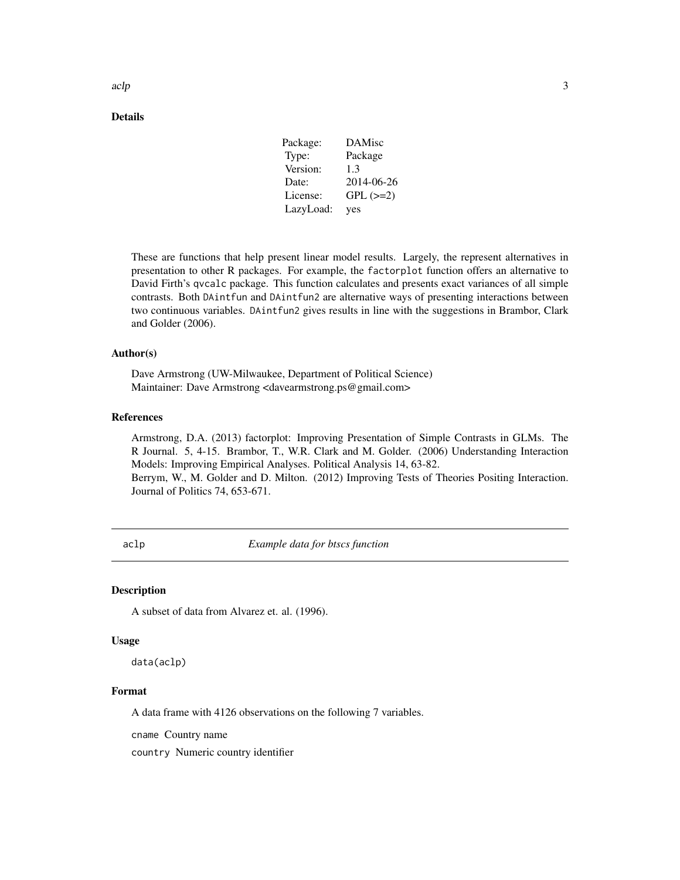## Details

| Package: | DAMisc |
|---|---|
| Type: | Package |
| Version: | 1.3 |
| Date: | 2014-06-26 |
| License: | GPL (>=2) |
| LazyLoad: | yes |

These are functions that help present linear model results. Largely, the represent alternatives in presentation to other R packages. For example, the `factorplot` function offers an alternative to David Firth's `qvcalc` package. This function calculates and presents exact variances of all simple contrasts. Both `DAintfun` and `DAintfun2` are alternative ways of presenting interactions between two continuous variables. `DAintfun2` gives results in line with the suggestions in Brambor, Clark and Golder (2006).

## Author(s)

Dave Armstrong (UW-Milwaukee, Department of Political Science)
Maintainer: Dave Armstrong <davearmstrong.ps@gmail.com>

## References

Armstrong, D.A. (2013) factorplot: Improving Presentation of Simple Contrasts in GLMs. The R Journal. 5, 4-15. Brambor, T., W.R. Clark and M. Golder. (2006) Understanding Interaction Models: Improving Empirical Analyses. Political Analysis 14, 63-82.
Berrym, W., M. Golder and D. Milton. (2012) Improving Tests of Theories Positing Interaction. Journal of Politics 74, 653-671.

---

# aclp — *Example data for btscs function*

## Description

A subset of data from Alvarez et. al. (1996).

## Usage

```
data(aclp)
```

## Format

A data frame with 4126 observations on the following 7 variables.

`cname` Country name

`country` Numeric country identifier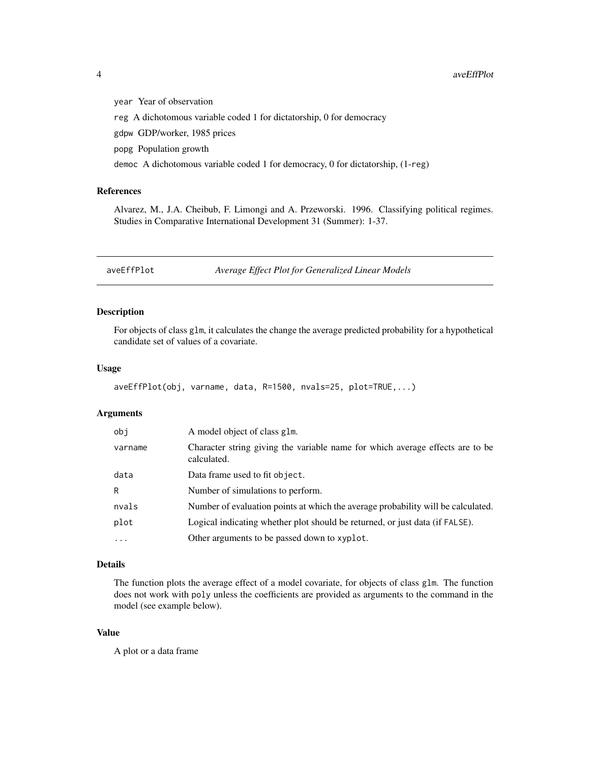`year` Year of observation

`reg` A dichotomous variable coded 1 for dictatorship, 0 for democracy

`gdpw` GDP/worker, 1985 prices

`popg` Population growth

`democ` A dichotomous variable coded 1 for democracy, 0 for dictatorship, (1-`reg`)

## References

Alvarez, M., J.A. Cheibub, F. Limongi and A. Przeworski. 1996. Classifying political regimes. Studies in Comparative International Development 31 (Summer): 1-37.

---

# aveEffPlot — *Average Effect Plot for Generalized Linear Models*

---

## Description

For objects of class `glm`, it calculates the change the average predicted probability for a hypothetical candidate set of values of a covariate.

## Usage

```
aveEffPlot(obj, varname, data, R=1500, nvals=25, plot=TRUE,...)
```

## Arguments

| | |
|---|---|
| `obj` | A model object of class `glm`. |
| `varname` | Character string giving the variable name for which average effects are to be calculated. |
| `data` | Data frame used to fit `object`. |
| `R` | Number of simulations to perform. |
| `nvals` | Number of evaluation points at which the average probability will be calculated. |
| `plot` | Logical indicating whether plot should be returned, or just data (if `FALSE`). |
| `...` | Other arguments to be passed down to `xyplot`. |

## Details

The function plots the average effect of a model covariate, for objects of class `glm`. The function does not work with `poly` unless the coefficients are provided as arguments to the command in the model (see example below).

## Value

A plot or a data frame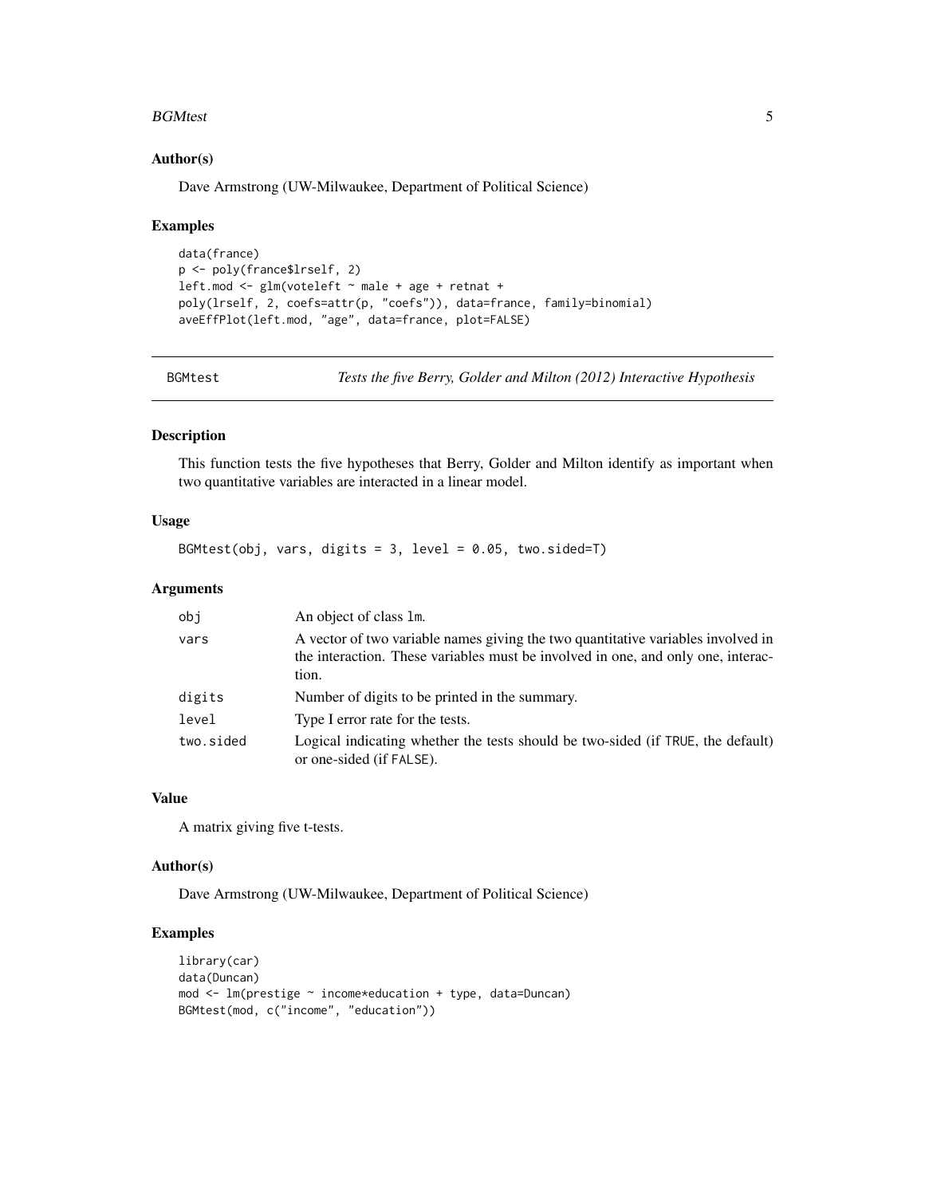### Author(s)

Dave Armstrong (UW-Milwaukee, Department of Political Science)

### Examples

```
data(france)
p <- poly(france$lrself, 2)
left.mod <- glm(voteleft ~ male + age + retnat +
poly(lrself, 2, coefs=attr(p, "coefs")), data=france, family=binomial)
aveEffPlot(left.mod, "age", data=france, plot=FALSE)
```

---

## BGMtest — *Tests the five Berry, Golder and Milton (2012) Interactive Hypothesis*

### Description

This function tests the five hypotheses that Berry, Golder and Milton identify as important when two quantitative variables are interacted in a linear model.

### Usage

```
BGMtest(obj, vars, digits = 3, level = 0.05, two.sided=T)
```

### Arguments

| Argument | Description |
|---|---|
| `obj` | An object of class `lm`. |
| `vars` | A vector of two variable names giving the two quantitative variables involved in the interaction. These variables must be involved in one, and only one, interaction. |
| `digits` | Number of digits to be printed in the summary. |
| `level` | Type I error rate for the tests. |
| `two.sided` | Logical indicating whether the tests should be two-sided (if `TRUE`, the default) or one-sided (if `FALSE`). |

### Value

A matrix giving five t-tests.

### Author(s)

Dave Armstrong (UW-Milwaukee, Department of Political Science)

### Examples

```
library(car)
data(Duncan)
mod <- lm(prestige ~ income*education + type, data=Duncan)
BGMtest(mod, c("income", "education"))
```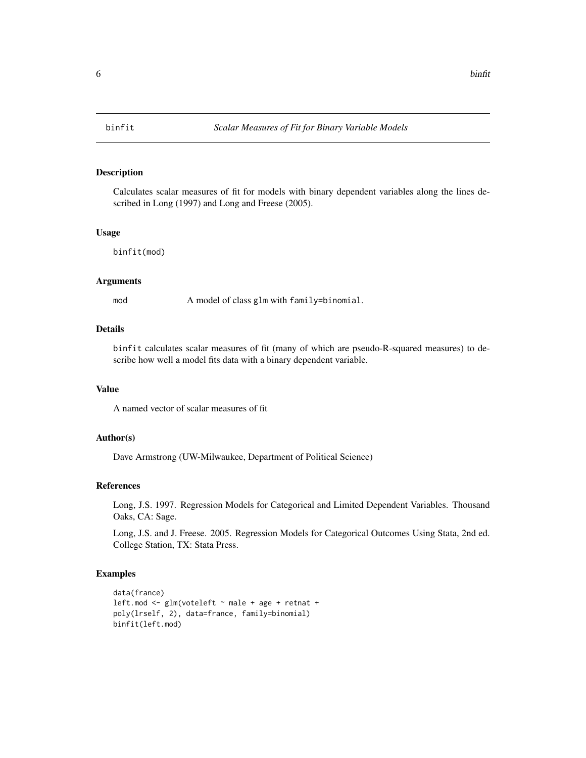# binfit *Scalar Measures of Fit for Binary Variable Models*

## Description

Calculates scalar measures of fit for models with binary dependent variables along the lines described in Long (1997) and Long and Freese (2005).

## Usage

```
binfit(mod)
```

## Arguments

`mod` A model of class `glm` with `family=binomial`.

## Details

`binfit` calculates scalar measures of fit (many of which are pseudo-R-squared measures) to describe how well a model fits data with a binary dependent variable.

## Value

A named vector of scalar measures of fit

## Author(s)

Dave Armstrong (UW-Milwaukee, Department of Political Science)

## References

Long, J.S. 1997. Regression Models for Categorical and Limited Dependent Variables. Thousand Oaks, CA: Sage.

Long, J.S. and J. Freese. 2005. Regression Models for Categorical Outcomes Using Stata, 2nd ed. College Station, TX: Stata Press.

## Examples

```
data(france)
left.mod <- glm(voteleft ~ male + age + retnat +
poly(lrself, 2), data=france, family=binomial)
binfit(left.mod)
```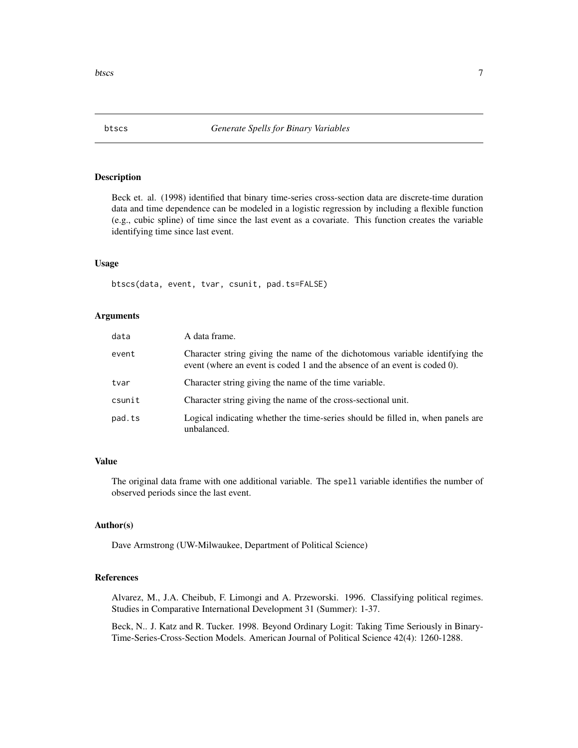## btscs *Generate Spells for Binary Variables*

### Description

Beck et. al. (1998) identified that binary time-series cross-section data are discrete-time duration data and time dependence can be modeled in a logistic regression by including a flexible function (e.g., cubic spline) of time since the last event as a covariate. This function creates the variable identifying time since last event.

### Usage

```
btscs(data, event, tvar, csunit, pad.ts=FALSE)
```

### Arguments

| | |
|---|---|
| `data` | A data frame. |
| `event` | Character string giving the name of the dichotomous variable identifying the event (where an event is coded 1 and the absence of an event is coded 0). |
| `tvar` | Character string giving the name of the time variable. |
| `csunit` | Character string giving the name of the cross-sectional unit. |
| `pad.ts` | Logical indicating whether the time-series should be filled in, when panels are unbalanced. |

### Value

The original data frame with one additional variable. The `spell` variable identifies the number of observed periods since the last event.

### Author(s)

Dave Armstrong (UW-Milwaukee, Department of Political Science)

### References

Alvarez, M., J.A. Cheibub, F. Limongi and A. Przeworski. 1996. Classifying political regimes. Studies in Comparative International Development 31 (Summer): 1-37.

Beck, N.. J. Katz and R. Tucker. 1998. Beyond Ordinary Logit: Taking Time Seriously in Binary-Time-Series-Cross-Section Models. American Journal of Political Science 42(4): 1260-1288.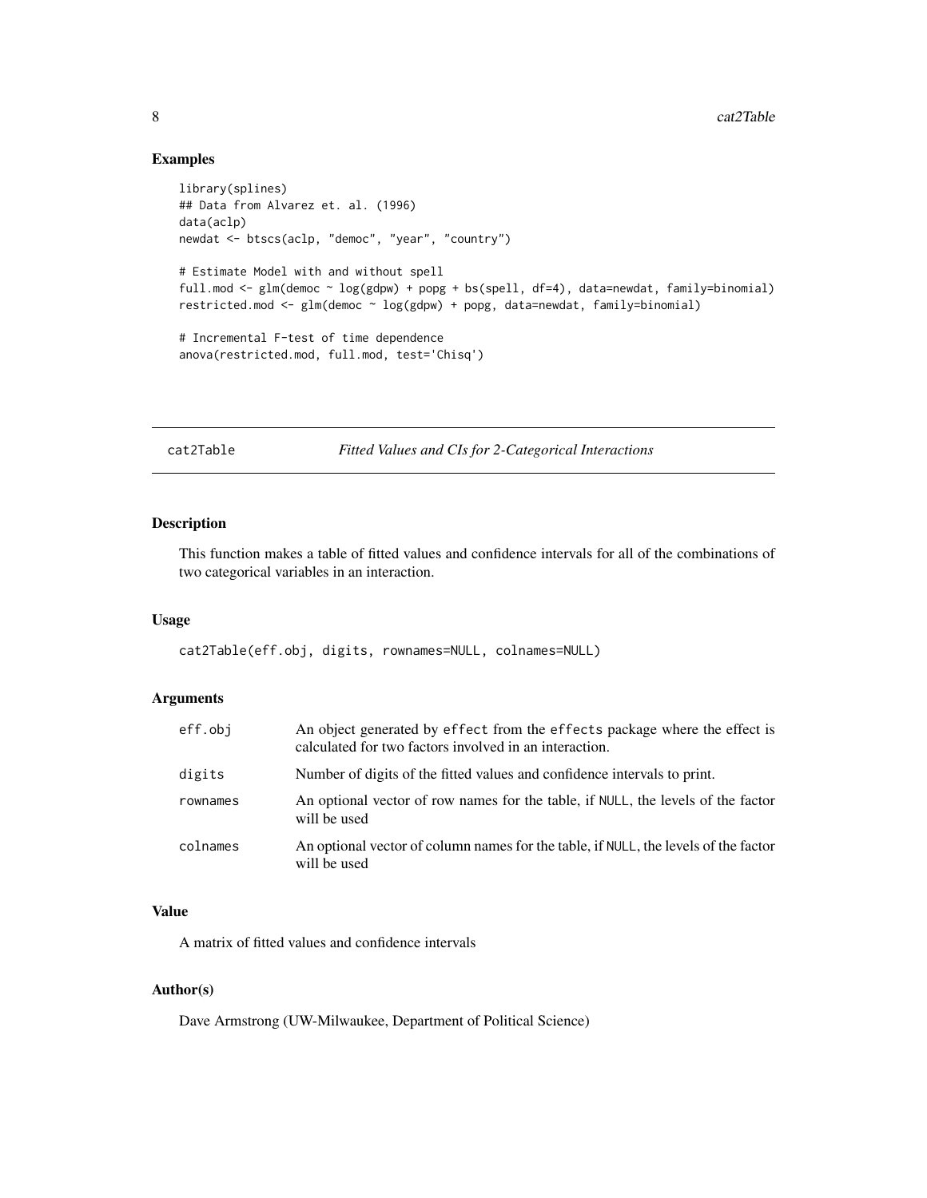## Examples

```
library(splines)
## Data from Alvarez et. al. (1996)
data(aclp)
newdat <- btscs(aclp, "democ", "year", "country")

# Estimate Model with and without spell
full.mod <- glm(democ ~ log(gdpw) + popg + bs(spell, df=4), data=newdat, family=binomial)
restricted.mod <- glm(democ ~ log(gdpw) + popg, data=newdat, family=binomial)

# Incremental F-test of time dependence
anova(restricted.mod, full.mod, test='Chisq')
```

---

# cat2Table — *Fitted Values and CIs for 2-Categorical Interactions*

---

## Description

This function makes a table of fitted values and confidence intervals for all of the combinations of two categorical variables in an interaction.

## Usage

```
cat2Table(eff.obj, digits, rownames=NULL, colnames=NULL)
```

## Arguments

| | |
|---|---|
| eff.obj | An object generated by effect from the effects package where the effect is calculated for two factors involved in an interaction. |
| digits | Number of digits of the fitted values and confidence intervals to print. |
| rownames | An optional vector of row names for the table, if NULL, the levels of the factor will be used |
| colnames | An optional vector of column names for the table, if NULL, the levels of the factor will be used |

## Value

A matrix of fitted values and confidence intervals

## Author(s)

Dave Armstrong (UW-Milwaukee, Department of Political Science)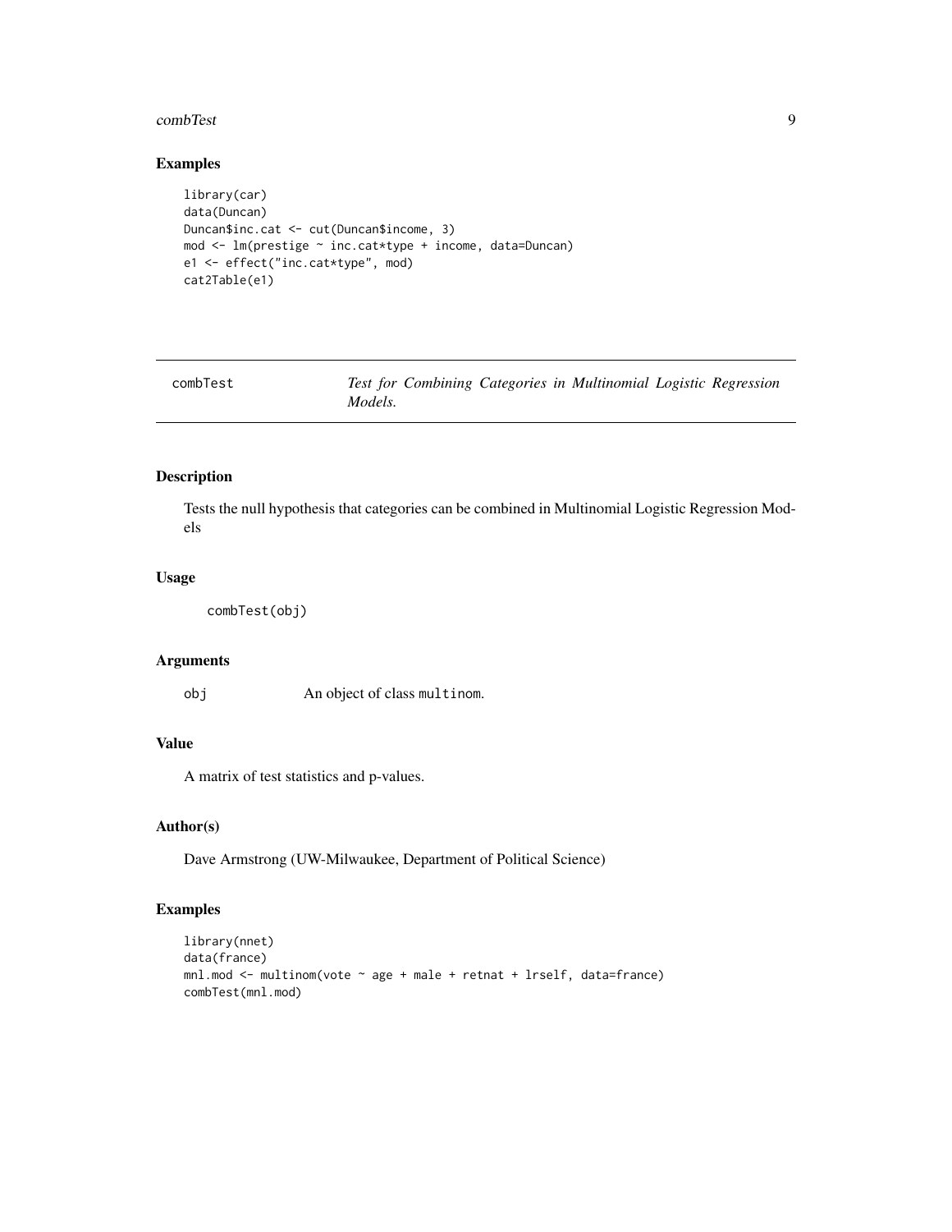## Examples

```
library(car)
data(Duncan)
Duncan$inc.cat <- cut(Duncan$income, 3)
mod <- lm(prestige ~ inc.cat*type + income, data=Duncan)
e1 <- effect("inc.cat*type", mod)
cat2Table(e1)
```

---

# combTest — *Test for Combining Categories in Multinomial Logistic Regression Models.*

---

## Description

Tests the null hypothesis that categories can be combined in Multinomial Logistic Regression Models

## Usage

```
combTest(obj)
```

## Arguments

| | |
|---|---|
| obj | An object of class multinom. |

## Value

A matrix of test statistics and p-values.

## Author(s)

Dave Armstrong (UW-Milwaukee, Department of Political Science)

## Examples

```
library(nnet)
data(france)
mnl.mod <- multinom(vote ~ age + male + retnat + lrself, data=france)
combTest(mnl.mod)
```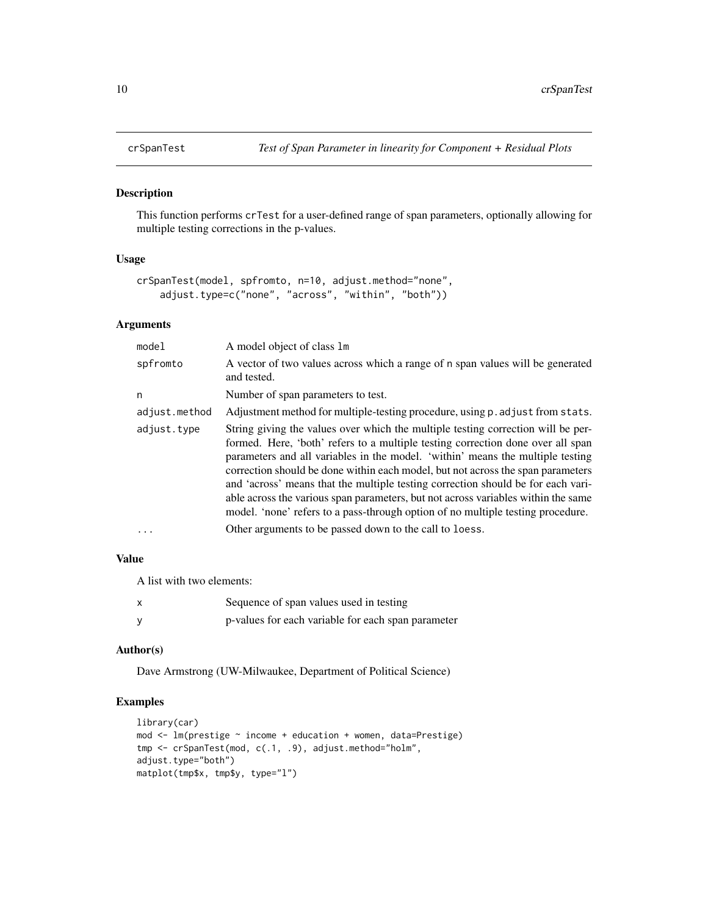# crSpanTest *Test of Span Parameter in linearity for Component + Residual Plots*

## Description

This function performs crTest for a user-defined range of span parameters, optionally allowing for multiple testing corrections in the p-values.

## Usage

```
crSpanTest(model, spfromto, n=10, adjust.method="none",
    adjust.type=c("none", "across", "within", "both"))
```

## Arguments

| | |
|---|---|
| model | A model object of class lm |
| spfromto | A vector of two values across which a range of n span values will be generated and tested. |
| n | Number of span parameters to test. |
| adjust.method | Adjustment method for multiple-testing procedure, using p.adjust from stats. |
| adjust.type | String giving the values over which the multiple testing correction will be performed. Here, 'both' refers to a multiple testing correction done over all span parameters and all variables in the model. 'within' means the multiple testing correction should be done within each model, but not across the span parameters and 'across' means that the multiple testing correction should be for each variable across the various span parameters, but not across variables within the same model. 'none' refers to a pass-through option of no multiple testing procedure. |
| ... | Other arguments to be passed down to the call to loess. |

## Value

A list with two elements:

| | |
|---|---|
| x | Sequence of span values used in testing |
| y | p-values for each variable for each span parameter |

## Author(s)

Dave Armstrong (UW-Milwaukee, Department of Political Science)

## Examples

```
library(car)
mod <- lm(prestige ~ income + education + women, data=Prestige)
tmp <- crSpanTest(mod, c(.1, .9), adjust.method="holm",
adjust.type="both")
matplot(tmp$x, tmp$y, type="l")
```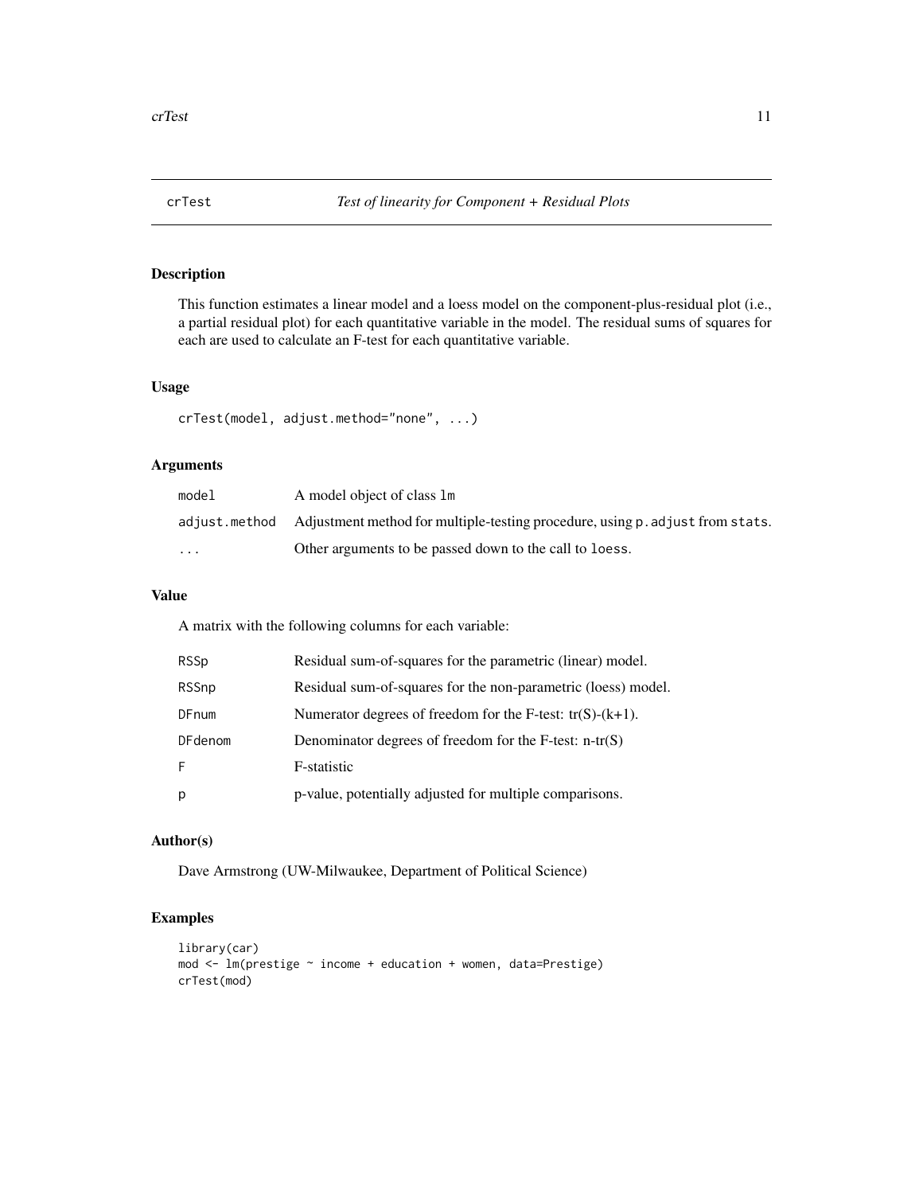# crTest — *Test of linearity for Component + Residual Plots*

## Description

This function estimates a linear model and a loess model on the component-plus-residual plot (i.e., a partial residual plot) for each quantitative variable in the model. The residual sums of squares for each are used to calculate an F-test for each quantitative variable.

## Usage

```
crTest(model, adjust.method="none", ...)
```

## Arguments

| | |
|---|---|
| `model` | A model object of class `lm` |
| `adjust.method` | Adjustment method for multiple-testing procedure, using `p.adjust` from `stats`. |
| `...` | Other arguments to be passed down to the call to `loess`. |

## Value

A matrix with the following columns for each variable:

| | |
|---|---|
| `RSSp` | Residual sum-of-squares for the parametric (linear) model. |
| `RSSnp` | Residual sum-of-squares for the non-parametric (loess) model. |
| `DFnum` | Numerator degrees of freedom for the F-test: $tr(S)-(k+1)$. |
| `DFdenom` | Denominator degrees of freedom for the F-test: $n-tr(S)$ |
| `F` | F-statistic |
| `p` | p-value, potentially adjusted for multiple comparisons. |

## Author(s)

Dave Armstrong (UW-Milwaukee, Department of Political Science)

## Examples

```
library(car)
mod <- lm(prestige ~ income + education + women, data=Prestige)
crTest(mod)
```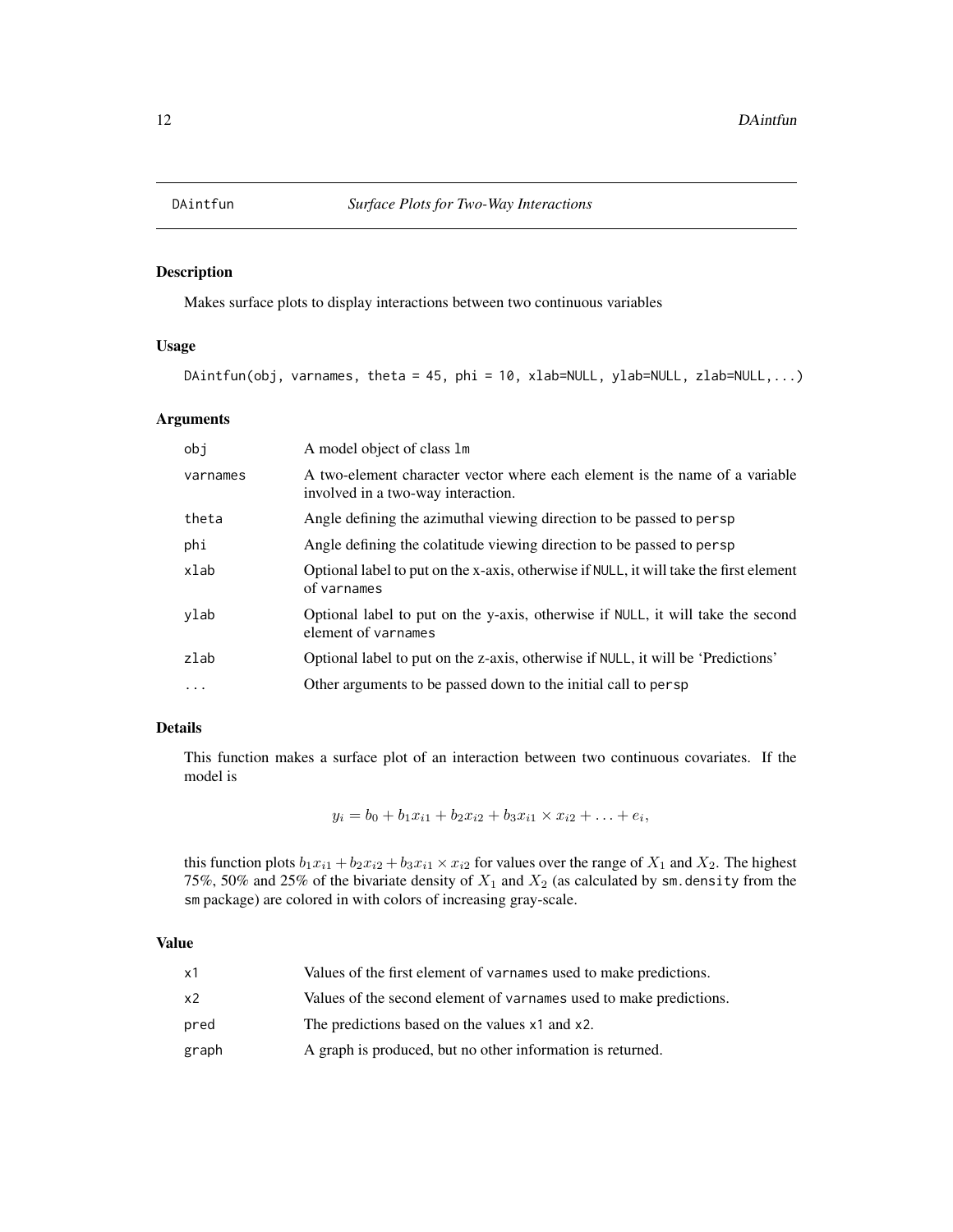# DAintfun — *Surface Plots for Two-Way Interactions*

## Description

Makes surface plots to display interactions between two continuous variables

## Usage

```
DAintfun(obj, varnames, theta = 45, phi = 10, xlab=NULL, ylab=NULL, zlab=NULL,...)
```

## Arguments

| Argument | Description |
|---|---|
| `obj` | A model object of class `lm` |
| `varnames` | A two-element character vector where each element is the name of a variable involved in a two-way interaction. |
| `theta` | Angle defining the azimuthal viewing direction to be passed to `persp` |
| `phi` | Angle defining the colatitude viewing direction to be passed to `persp` |
| `xlab` | Optional label to put on the x-axis, otherwise if `NULL`, it will take the first element of `varnames` |
| `ylab` | Optional label to put on the y-axis, otherwise if `NULL`, it will take the second element of `varnames` |
| `zlab` | Optional label to put on the z-axis, otherwise if `NULL`, it will be 'Predictions' |
| `...` | Other arguments to be passed down to the initial call to `persp` |

## Details

This function makes a surface plot of an interaction between two continuous covariates. If the model is

$$y_i = b_0 + b_1 x_{i1} + b_2 x_{i2} + b_3 x_{i1} \times x_{i2} + \ldots + e_i,$$

this function plots $b_1 x_{i1} + b_2 x_{i2} + b_3 x_{i1} \times x_{i2}$ for values over the range of $X_1$ and $X_2$. The highest 75%, 50% and 25% of the bivariate density of $X_1$ and $X_2$ (as calculated by `sm.density` from the `sm` package) are colored in with colors of increasing gray-scale.

## Value

| Value | Description |
|---|---|
| `x1` | Values of the first element of `varnames` used to make predictions. |
| `x2` | Values of the second element of `varnames` used to make predictions. |
| `pred` | The predictions based on the values `x1` and `x2`. |
| `graph` | A graph is produced, but no other information is returned. |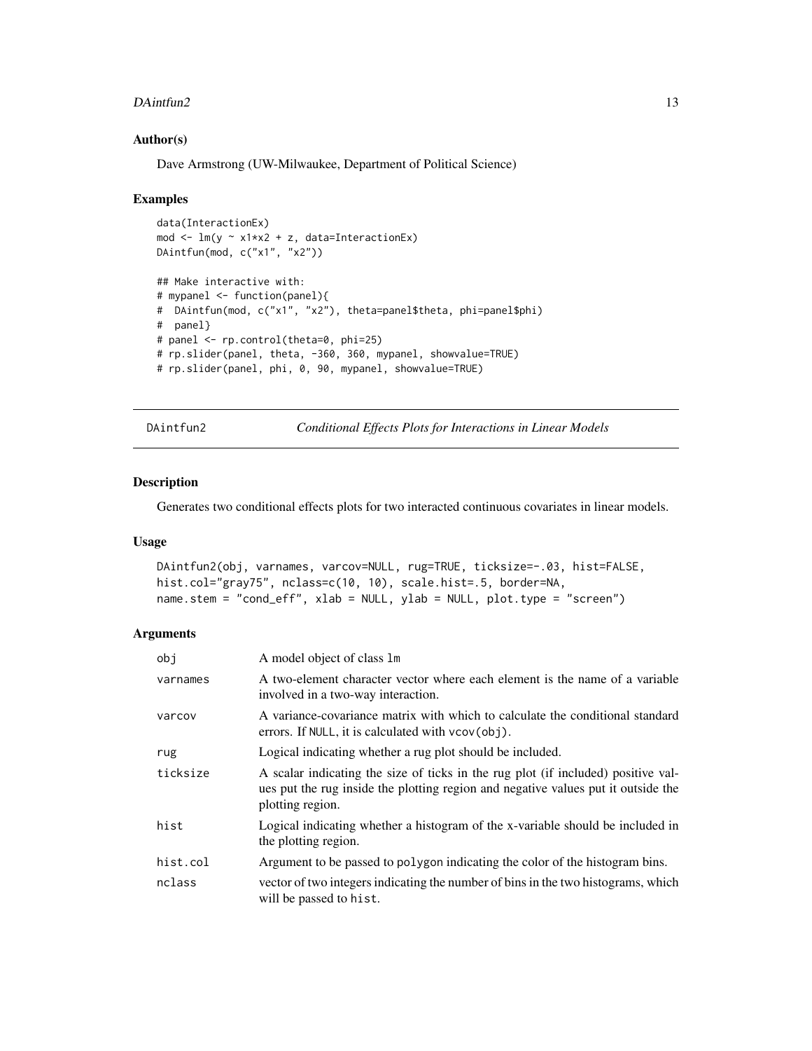## Author(s)

Dave Armstrong (UW-Milwaukee, Department of Political Science)

## Examples

```
data(InteractionEx)
mod <- lm(y ~ x1*x2 + z, data=InteractionEx)
DAintfun(mod, c("x1", "x2"))

## Make interactive with:
# mypanel <- function(panel){
#  DAintfun(mod, c("x1", "x2"), theta=panel$theta, phi=panel$phi)
#  panel}
# panel <- rp.control(theta=0, phi=25)
# rp.slider(panel, theta, -360, 360, mypanel, showvalue=TRUE)
# rp.slider(panel, phi, 0, 90, mypanel, showvalue=TRUE)
```

---

# DAintfun2 — *Conditional Effects Plots for Interactions in Linear Models*

---

## Description

Generates two conditional effects plots for two interacted continuous covariates in linear models.

## Usage

```
DAintfun2(obj, varnames, varcov=NULL, rug=TRUE, ticksize=-.03, hist=FALSE,
hist.col="gray75", nclass=c(10, 10), scale.hist=.5, border=NA,
name.stem = "cond_eff", xlab = NULL, ylab = NULL, plot.type = "screen")
```

## Arguments

| | |
|---|---|
| `obj` | A model object of class `lm` |
| `varnames` | A two-element character vector where each element is the name of a variable involved in a two-way interaction. |
| `varcov` | A variance-covariance matrix with which to calculate the conditional standard errors. If `NULL`, it is calculated with `vcov(obj)`. |
| `rug` | Logical indicating whether a rug plot should be included. |
| `ticksize` | A scalar indicating the size of ticks in the rug plot (if included) positive values put the rug inside the plotting region and negative values put it outside the plotting region. |
| `hist` | Logical indicating whether a histogram of the x-variable should be included in the plotting region. |
| `hist.col` | Argument to be passed to `polygon` indicating the color of the histogram bins. |
| `nclass` | vector of two integers indicating the number of bins in the two histograms, which will be passed to `hist`. |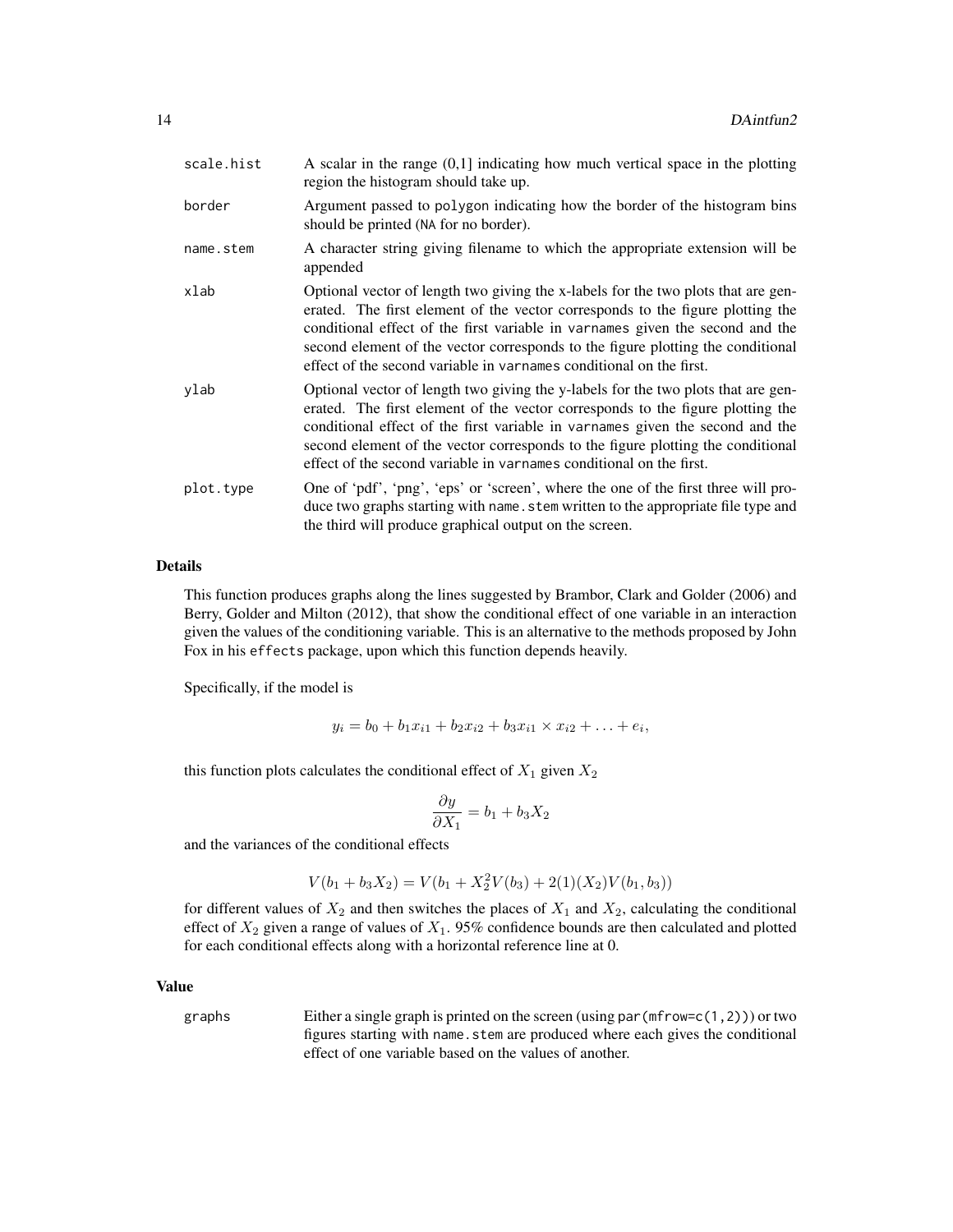| | |
|---|---|
| `scale.hist` | A scalar in the range (0,1] indicating how much vertical space in the plotting region the histogram should take up. |
| `border` | Argument passed to `polygon` indicating how the border of the histogram bins should be printed (`NA` for no border). |
| `name.stem` | A character string giving filename to which the appropriate extension will be appended |
| `xlab` | Optional vector of length two giving the x-labels for the two plots that are generated. The first element of the vector corresponds to the figure plotting the conditional effect of the first variable in `varnames` given the second and the second element of the vector corresponds to the figure plotting the conditional effect of the second variable in `varnames` conditional on the first. |
| `ylab` | Optional vector of length two giving the y-labels for the two plots that are generated. The first element of the vector corresponds to the figure plotting the conditional effect of the first variable in `varnames` given the second and the second element of the vector corresponds to the figure plotting the conditional effect of the second variable in `varnames` conditional on the first. |
| `plot.type` | One of 'pdf', 'png', 'eps' or 'screen', where the one of the first three will produce two graphs starting with `name.stem` written to the appropriate file type and the third will produce graphical output on the screen. |

## Details

This function produces graphs along the lines suggested by Brambor, Clark and Golder (2006) and Berry, Golder and Milton (2012), that show the conditional effect of one variable in an interaction given the values of the conditioning variable. This is an alternative to the methods proposed by John Fox in his `effects` package, upon which this function depends heavily.

Specifically, if the model is

$$y_i = b_0 + b_1 x_{i1} + b_2 x_{i2} + b_3 x_{i1} \times x_{i2} + \ldots + e_i,$$

this function plots calculates the conditional effect of $X_1$ given $X_2$

$$\frac{\partial y}{\partial X_1} = b_1 + b_3 X_2$$

and the variances of the conditional effects

$$V(b_1 + b_3 X_2) = V(b_1 + X_2^2 V(b_3) + 2(1)(X_2)V(b_1, b_3))$$

for different values of $X_2$ and then switches the places of $X_1$ and $X_2$, calculating the conditional effect of $X_2$ given a range of values of $X_1$. 95% confidence bounds are then calculated and plotted for each conditional effects along with a horizontal reference line at 0.

## Value

| | |
|---|---|
| `graphs` | Either a single graph is printed on the screen (using `par(mfrow=c(1,2))`) or two figures starting with `name.stem` are produced where each gives the conditional effect of one variable based on the values of another. |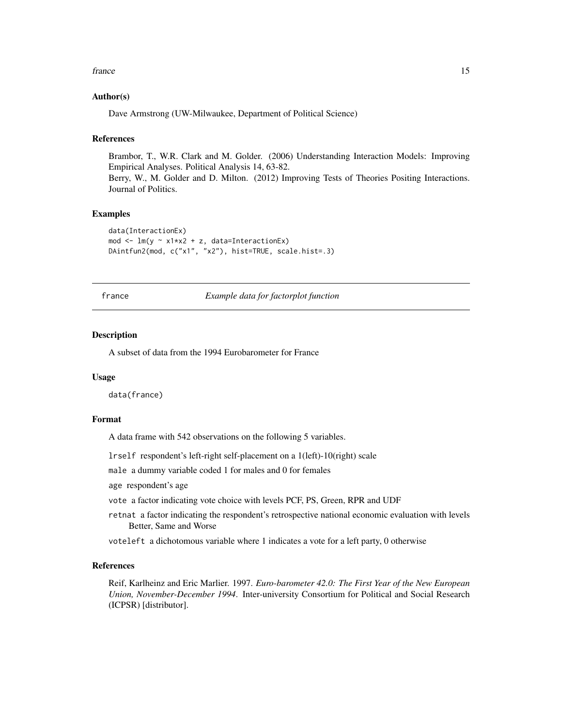### Author(s)

Dave Armstrong (UW-Milwaukee, Department of Political Science)

### References

Brambor, T., W.R. Clark and M. Golder. (2006) Understanding Interaction Models: Improving Empirical Analyses. Political Analysis 14, 63-82.
Berry, W., M. Golder and D. Milton. (2012) Improving Tests of Theories Positing Interactions. Journal of Politics.

### Examples

```
data(InteractionEx)
mod <- lm(y ~ x1*x2 + z, data=InteractionEx)
DAintfun2(mod, c("x1", "x2"), hist=TRUE, scale.hist=.3)
```

---

## france — *Example data for factorplot function*

---

### Description

A subset of data from the 1994 Eurobarometer for France

### Usage

```
data(france)
```

### Format

A data frame with 542 observations on the following 5 variables.

`lrself` respondent's left-right self-placement on a 1(left)-10(right) scale

`male` a dummy variable coded 1 for males and 0 for females

`age` respondent's age

`vote` a factor indicating vote choice with levels PCF, PS, Green, RPR and UDF

`retnat` a factor indicating the respondent's retrospective national economic evaluation with levels Better, Same and Worse

`voteleft` a dichotomous variable where 1 indicates a vote for a left party, 0 otherwise

### References

Reif, Karlheinz and Eric Marlier. 1997. *Euro-barometer 42.0: The First Year of the New European Union, November-December 1994*. Inter-university Consortium for Political and Social Research (ICPSR) [distributor].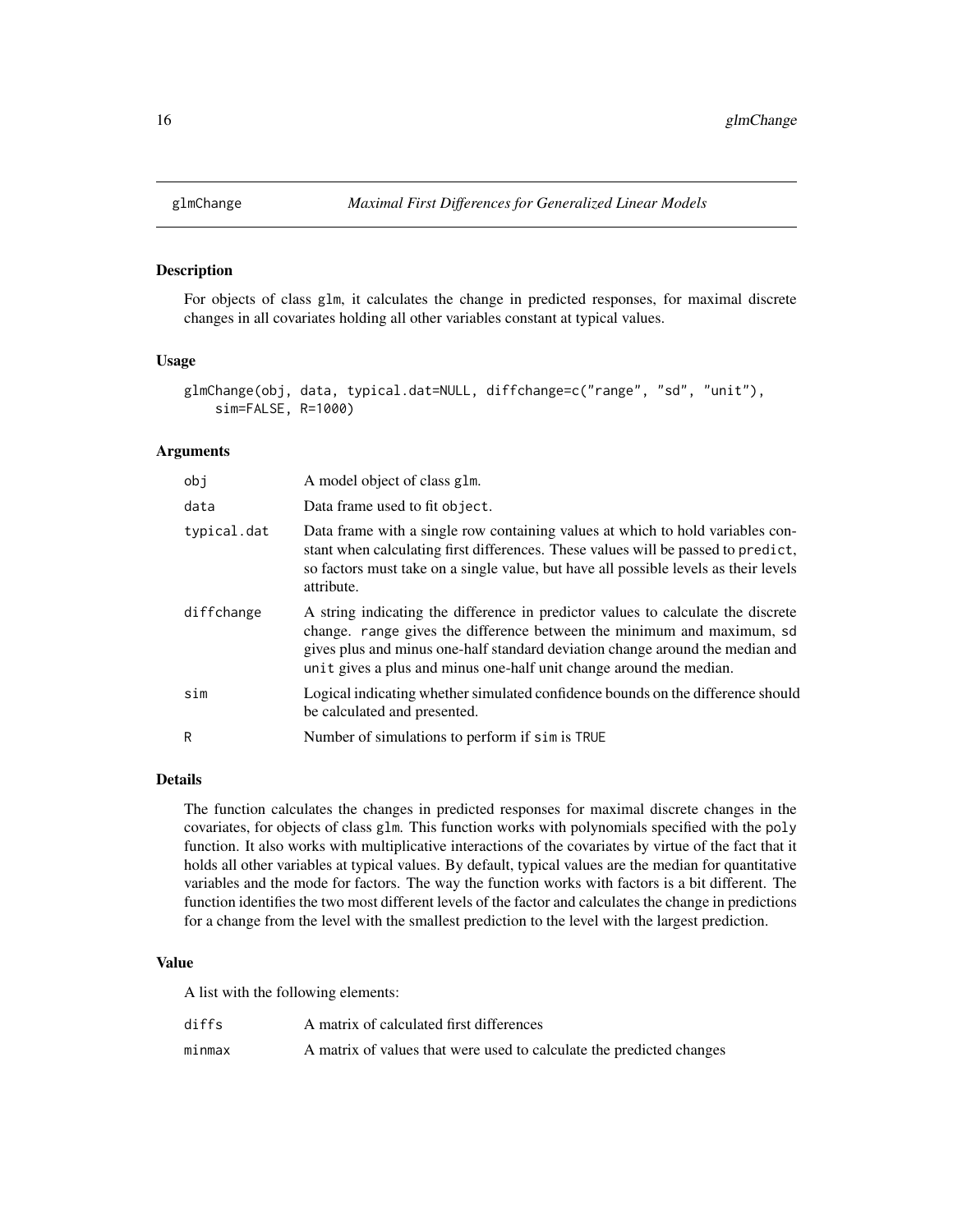glmChange *Maximal First Differences for Generalized Linear Models*

## Description

For objects of class `glm`, it calculates the change in predicted responses, for maximal discrete changes in all covariates holding all other variables constant at typical values.

## Usage

```
glmChange(obj, data, typical.dat=NULL, diffchange=c("range", "sd", "unit"),
    sim=FALSE, R=1000)
```

## Arguments

| | |
|---|---|
| `obj` | A model object of class `glm`. |
| `data` | Data frame used to fit `object`. |
| `typical.dat` | Data frame with a single row containing values at which to hold variables constant when calculating first differences. These values will be passed to `predict`, so factors must take on a single value, but have all possible levels as their levels attribute. |
| `diffchange` | A string indicating the difference in predictor values to calculate the discrete change. `range` gives the difference between the minimum and maximum, `sd` gives plus and minus one-half standard deviation change around the median and `unit` gives a plus and minus one-half unit change around the median. |
| `sim` | Logical indicating whether simulated confidence bounds on the difference should be calculated and presented. |
| `R` | Number of simulations to perform if `sim` is `TRUE` |

## Details

The function calculates the changes in predicted responses for maximal discrete changes in the covariates, for objects of class `glm`. This function works with polynomials specified with the `poly` function. It also works with multiplicative interactions of the covariates by virtue of the fact that it holds all other variables at typical values. By default, typical values are the median for quantitative variables and the mode for factors. The way the function works with factors is a bit different. The function identifies the two most different levels of the factor and calculates the change in predictions for a change from the level with the smallest prediction to the level with the largest prediction.

## Value

A list with the following elements:

| | |
|---|---|
| `diffs` | A matrix of calculated first differences |
| `minmax` | A matrix of values that were used to calculate the predicted changes |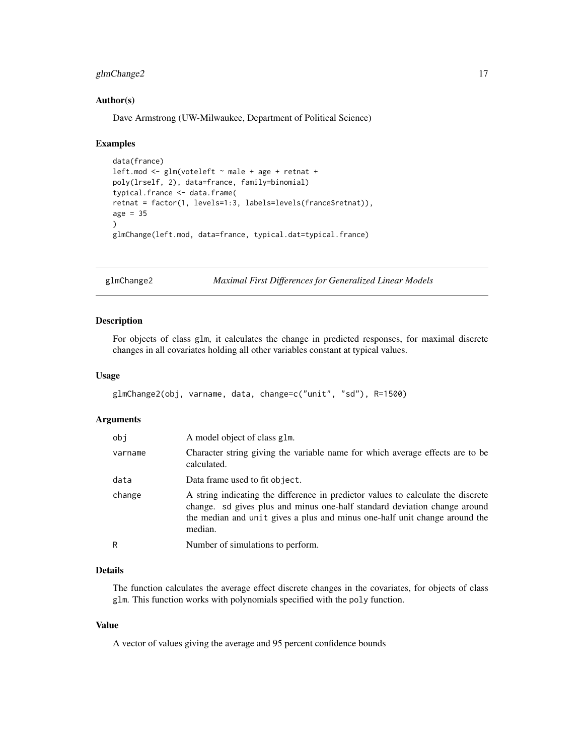### Author(s)

Dave Armstrong (UW-Milwaukee, Department of Political Science)

### Examples

```
data(france)
left.mod <- glm(voteleft ~ male + age + retnat +
poly(lrself, 2), data=france, family=binomial)
typical.france <- data.frame(
retnat = factor(1, levels=1:3, labels=levels(france$retnat)),
age = 35
)
glmChange(left.mod, data=france, typical.dat=typical.france)
```

---

## glmChange2 — *Maximal First Differences for Generalized Linear Models*

---

### Description

For objects of class glm, it calculates the change in predicted responses, for maximal discrete changes in all covariates holding all other variables constant at typical values.

### Usage

```
glmChange2(obj, varname, data, change=c("unit", "sd"), R=1500)
```

### Arguments

| | |
|---|---|
| obj | A model object of class glm. |
| varname | Character string giving the variable name for which average effects are to be calculated. |
| data | Data frame used to fit object. |
| change | A string indicating the difference in predictor values to calculate the discrete change. sd gives plus and minus one-half standard deviation change around the median and unit gives a plus and minus one-half unit change around the median. |
| R | Number of simulations to perform. |

### Details

The function calculates the average effect discrete changes in the covariates, for objects of class glm. This function works with polynomials specified with the poly function.

### Value

A vector of values giving the average and 95 percent confidence bounds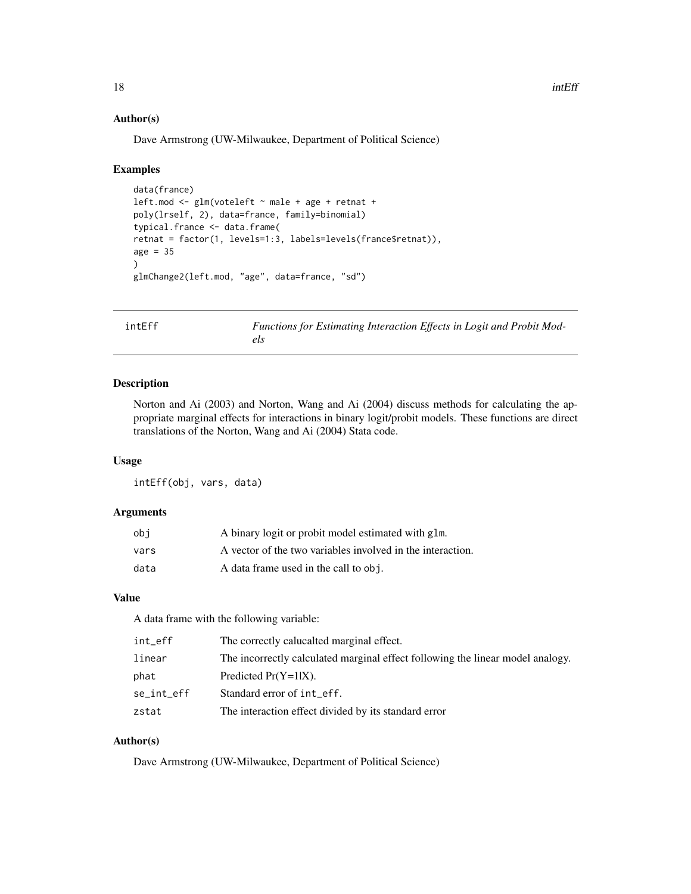### Author(s)

Dave Armstrong (UW-Milwaukee, Department of Political Science)

### Examples

```
data(france)
left.mod <- glm(voteleft ~ male + age + retnat +
poly(lrself, 2), data=france, family=binomial)
typical.france <- data.frame(
retnat = factor(1, levels=1:3, labels=levels(france$retnat)),
age = 35
)
glmChange2(left.mod, "age", data=france, "sd")
```

---

## intEff — *Functions for Estimating Interaction Effects in Logit and Probit Models*

---

### Description

Norton and Ai (2003) and Norton, Wang and Ai (2004) discuss methods for calculating the appropriate marginal effects for interactions in binary logit/probit models. These functions are direct translations of the Norton, Wang and Ai (2004) Stata code.

### Usage

```
intEff(obj, vars, data)
```

### Arguments

| | |
|---|---|
| obj | A binary logit or probit model estimated with `glm`. |
| vars | A vector of the two variables involved in the interaction. |
| data | A data frame used in the call to `obj`. |

### Value

A data frame with the following variable:

| | |
|---|---|
| int_eff | The correctly calucalted marginal effect. |
| linear | The incorrectly calculated marginal effect following the linear model analogy. |
| phat | Predicted Pr(Y=1\|X). |
| se_int_eff | Standard error of `int_eff`. |
| zstat | The interaction effect divided by its standard error |

### Author(s)

Dave Armstrong (UW-Milwaukee, Department of Political Science)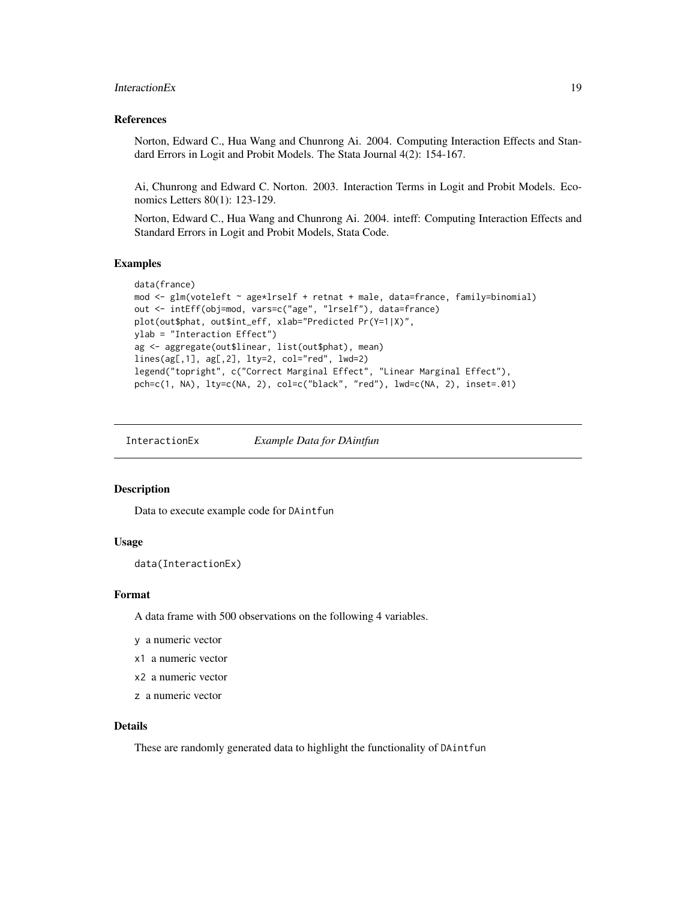### References

Norton, Edward C., Hua Wang and Chunrong Ai. 2004. Computing Interaction Effects and Standard Errors in Logit and Probit Models. The Stata Journal 4(2): 154-167.

Ai, Chunrong and Edward C. Norton. 2003. Interaction Terms in Logit and Probit Models. Economics Letters 80(1): 123-129.

Norton, Edward C., Hua Wang and Chunrong Ai. 2004. inteff: Computing Interaction Effects and Standard Errors in Logit and Probit Models, Stata Code.

### Examples

```
data(france)
mod <- glm(voteleft ~ age*lrself + retnat + male, data=france, family=binomial)
out <- intEff(obj=mod, vars=c("age", "lrself"), data=france)
plot(out$phat, out$int_eff, xlab="Predicted Pr(Y=1|X)",
ylab = "Interaction Effect")
ag <- aggregate(out$linear, list(out$phat), mean)
lines(ag[,1], ag[,2], lty=2, col="red", lwd=2)
legend("topright", c("Correct Marginal Effect", "Linear Marginal Effect"),
pch=c(1, NA), lty=c(NA, 2), col=c("black", "red"), lwd=c(NA, 2), inset=.01)
```

---

## InteractionEx *Example Data for DAintfun*

### Description

Data to execute example code for DAintfun

### Usage

```
data(InteractionEx)
```

### Format

A data frame with 500 observations on the following 4 variables.

- y a numeric vector
- x1 a numeric vector
- x2 a numeric vector
- z a numeric vector

### Details

These are randomly generated data to highlight the functionality of DAintfun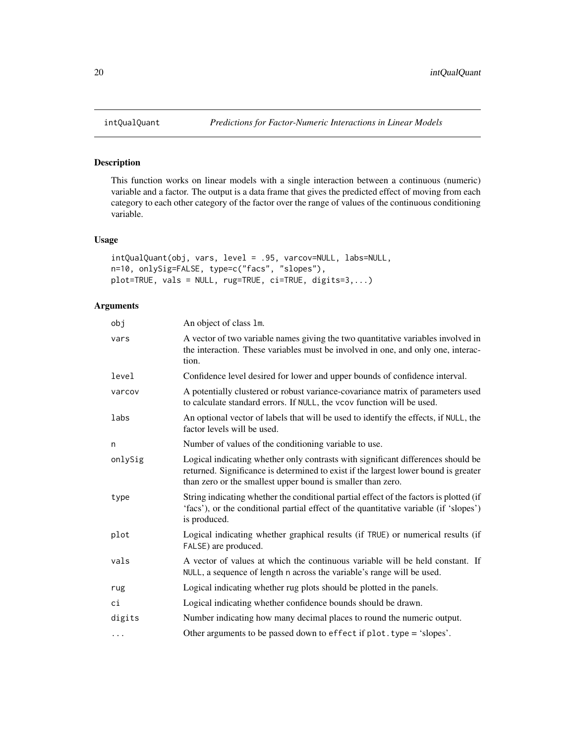# intQualQuant — *Predictions for Factor-Numeric Interactions in Linear Models*

## Description

This function works on linear models with a single interaction between a continuous (numeric) variable and a factor. The output is a data frame that gives the predicted effect of moving from each category to each other category of the factor over the range of values of the continuous conditioning variable.

## Usage

```
intQualQuant(obj, vars, level = .95, varcov=NULL, labs=NULL,
n=10, onlySig=FALSE, type=c("facs", "slopes"),
plot=TRUE, vals = NULL, rug=TRUE, ci=TRUE, digits=3,...)
```

## Arguments

| | |
|---|---|
| `obj` | An object of class `lm`. |
| `vars` | A vector of two variable names giving the two quantitative variables involved in the interaction. These variables must be involved in one, and only one, interaction. |
| `level` | Confidence level desired for lower and upper bounds of confidence interval. |
| `varcov` | A potentially clustered or robust variance-covariance matrix of parameters used to calculate standard errors. If `NULL`, the `vcov` function will be used. |
| `labs` | An optional vector of labels that will be used to identify the effects, if `NULL`, the factor levels will be used. |
| `n` | Number of values of the conditioning variable to use. |
| `onlySig` | Logical indicating whether only contrasts with significant differences should be returned. Significance is determined to exist if the largest lower bound is greater than zero or the smallest upper bound is smaller than zero. |
| `type` | String indicating whether the conditional partial effect of the factors is plotted (if 'facs'), or the conditional partial effect of the quantitative variable (if 'slopes') is produced. |
| `plot` | Logical indicating whether graphical results (if `TRUE`) or numerical results (if `FALSE`) are produced. |
| `vals` | A vector of values at which the continuous variable will be held constant. If `NULL`, a sequence of length `n` across the variable's range will be used. |
| `rug` | Logical indicating whether rug plots should be plotted in the panels. |
| `ci` | Logical indicating whether confidence bounds should be drawn. |
| `digits` | Number indicating how many decimal places to round the numeric output. |
| `...` | Other arguments to be passed down to `effect` if `plot.type` = 'slopes'. |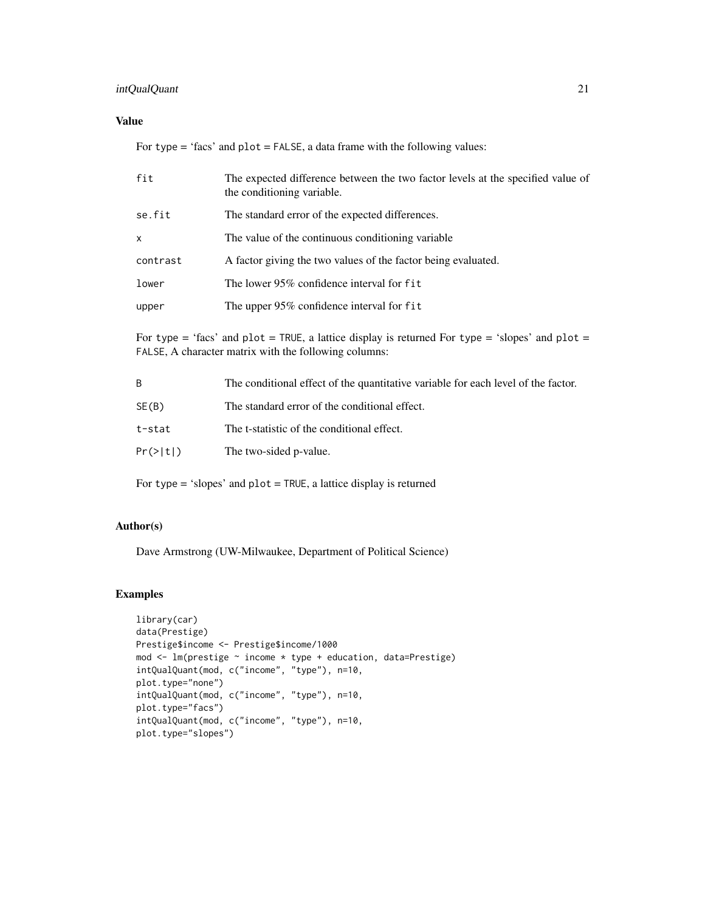## Value

For `type` = 'facs' and `plot` = `FALSE`, a data frame with the following values:

| | |
|---|---|
| `fit` | The expected difference between the two factor levels at the specified value of the conditioning variable. |
| `se.fit` | The standard error of the expected differences. |
| `x` | The value of the continuous conditioning variable |
| `contrast` | A factor giving the two values of the factor being evaluated. |
| `lower` | The lower 95% confidence interval for `fit` |
| `upper` | The upper 95% confidence interval for `fit` |

For `type` = 'facs' and `plot` = `TRUE`, a lattice display is returned For `type` = 'slopes' and `plot` = `FALSE`, A character matrix with the following columns:

| | |
|---|---|
| `B` | The conditional effect of the quantitative variable for each level of the factor. |
| `SE(B)` | The standard error of the conditional effect. |
| `t-stat` | The t-statistic of the conditional effect. |
| `Pr(>|t|)` | The two-sided p-value. |

For `type` = 'slopes' and `plot` = `TRUE`, a lattice display is returned

## Author(s)

Dave Armstrong (UW-Milwaukee, Department of Political Science)

## Examples

```
library(car)
data(Prestige)
Prestige$income <- Prestige$income/1000
mod <- lm(prestige ~ income * type + education, data=Prestige)
intQualQuant(mod, c("income", "type"), n=10,
plot.type="none")
intQualQuant(mod, c("income", "type"), n=10,
plot.type="facs")
intQualQuant(mod, c("income", "type"), n=10,
plot.type="slopes")
```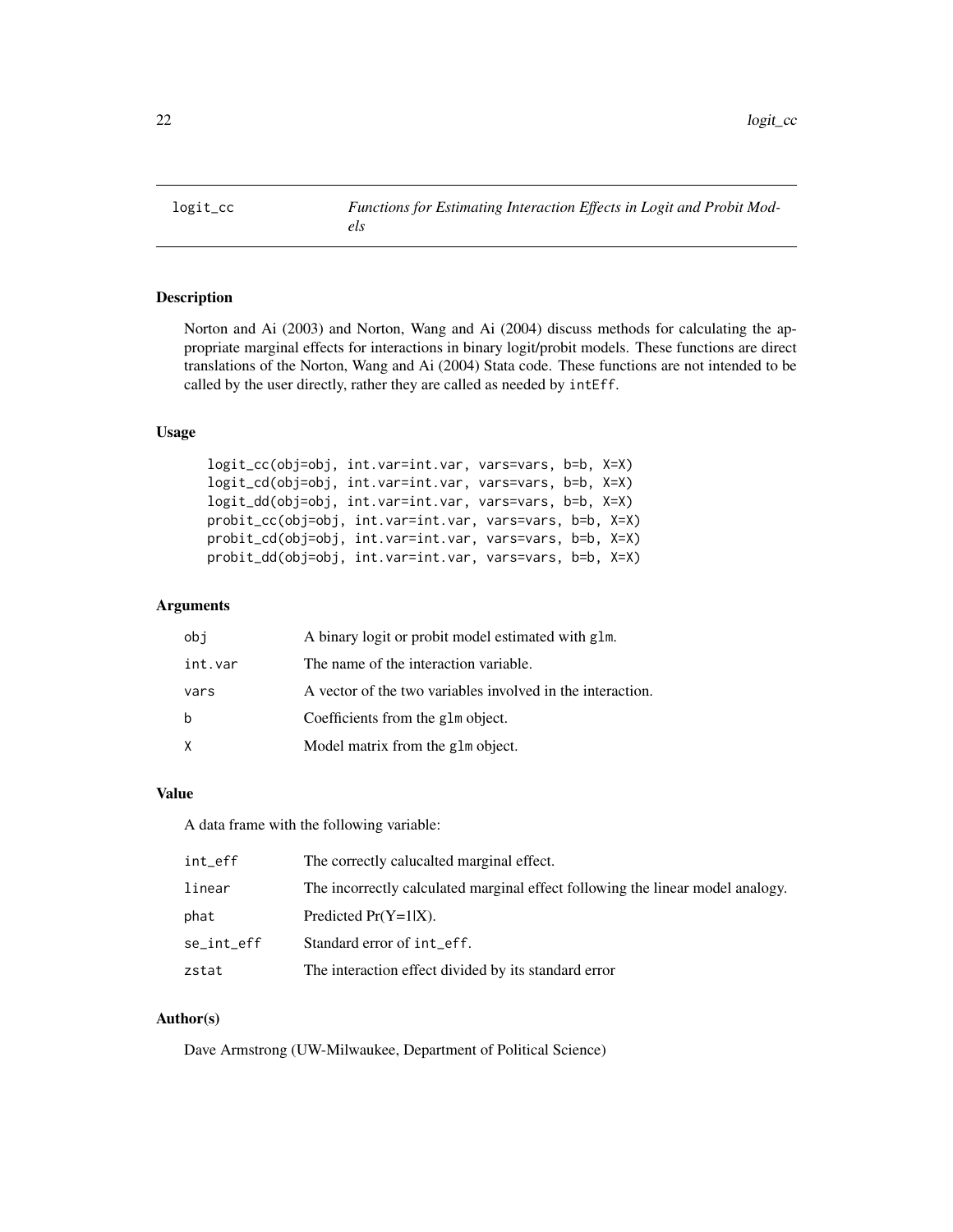## logit_cc — *Functions for Estimating Interaction Effects in Logit and Probit Models*

### Description

Norton and Ai (2003) and Norton, Wang and Ai (2004) discuss methods for calculating the appropriate marginal effects for interactions in binary logit/probit models. These functions are direct translations of the Norton, Wang and Ai (2004) Stata code. These functions are not intended to be called by the user directly, rather they are called as needed by `intEff`.

### Usage

```
logit_cc(obj=obj, int.var=int.var, vars=vars, b=b, X=X)
logit_cd(obj=obj, int.var=int.var, vars=vars, b=b, X=X)
logit_dd(obj=obj, int.var=int.var, vars=vars, b=b, X=X)
probit_cc(obj=obj, int.var=int.var, vars=vars, b=b, X=X)
probit_cd(obj=obj, int.var=int.var, vars=vars, b=b, X=X)
probit_dd(obj=obj, int.var=int.var, vars=vars, b=b, X=X)
```

### Arguments

| | |
|---|---|
| `obj` | A binary logit or probit model estimated with `glm`. |
| `int.var` | The name of the interaction variable. |
| `vars` | A vector of the two variables involved in the interaction. |
| `b` | Coefficients from the `glm` object. |
| `X` | Model matrix from the `glm` object. |

### Value

A data frame with the following variable:

| | |
|---|---|
| `int_eff` | The correctly calucalted marginal effect. |
| `linear` | The incorrectly calculated marginal effect following the linear model analogy. |
| `phat` | Predicted Pr(Y=1\|X). |
| `se_int_eff` | Standard error of `int_eff`. |
| `zstat` | The interaction effect divided by its standard error |

### Author(s)

Dave Armstrong (UW-Milwaukee, Department of Political Science)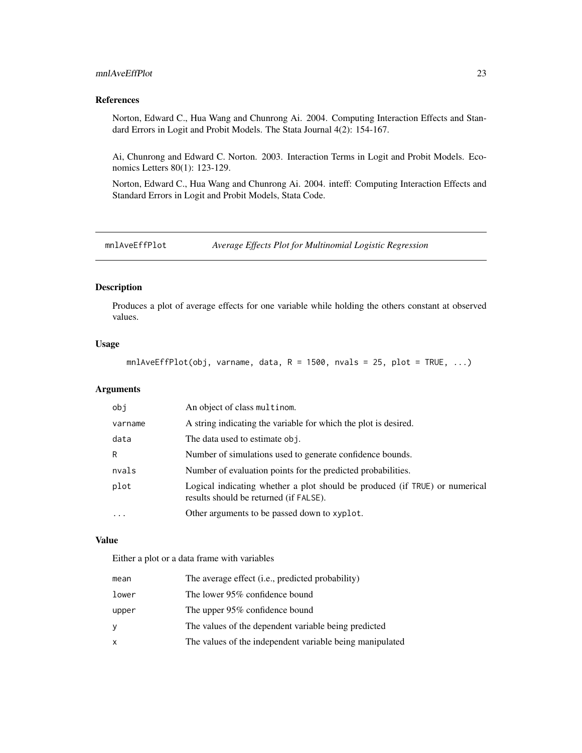## References

Norton, Edward C., Hua Wang and Chunrong Ai. 2004. Computing Interaction Effects and Standard Errors in Logit and Probit Models. The Stata Journal 4(2): 154-167.

Ai, Chunrong and Edward C. Norton. 2003. Interaction Terms in Logit and Probit Models. Economics Letters 80(1): 123-129.

Norton, Edward C., Hua Wang and Chunrong Ai. 2004. inteff: Computing Interaction Effects and Standard Errors in Logit and Probit Models, Stata Code.

---

# mnlAveEffPlot — *Average Effects Plot for Multinomial Logistic Regression*

## Description

Produces a plot of average effects for one variable while holding the others constant at observed values.

## Usage

```
mnlAveEffPlot(obj, varname, data, R = 1500, nvals = 25, plot = TRUE, ...)
```

## Arguments

| | |
|---|---|
| `obj` | An object of class `multinom`. |
| `varname` | A string indicating the variable for which the plot is desired. |
| `data` | The data used to estimate `obj`. |
| `R` | Number of simulations used to generate confidence bounds. |
| `nvals` | Number of evaluation points for the predicted probabilities. |
| `plot` | Logical indicating whether a plot should be produced (if `TRUE`) or numerical results should be returned (if `FALSE`). |
| `...` | Other arguments to be passed down to `xyplot`. |

## Value

Either a plot or a data frame with variables

| | |
|---|---|
| `mean` | The average effect (i.e., predicted probability) |
| `lower` | The lower 95% confidence bound |
| `upper` | The upper 95% confidence bound |
| `y` | The values of the dependent variable being predicted |
| `x` | The values of the independent variable being manipulated |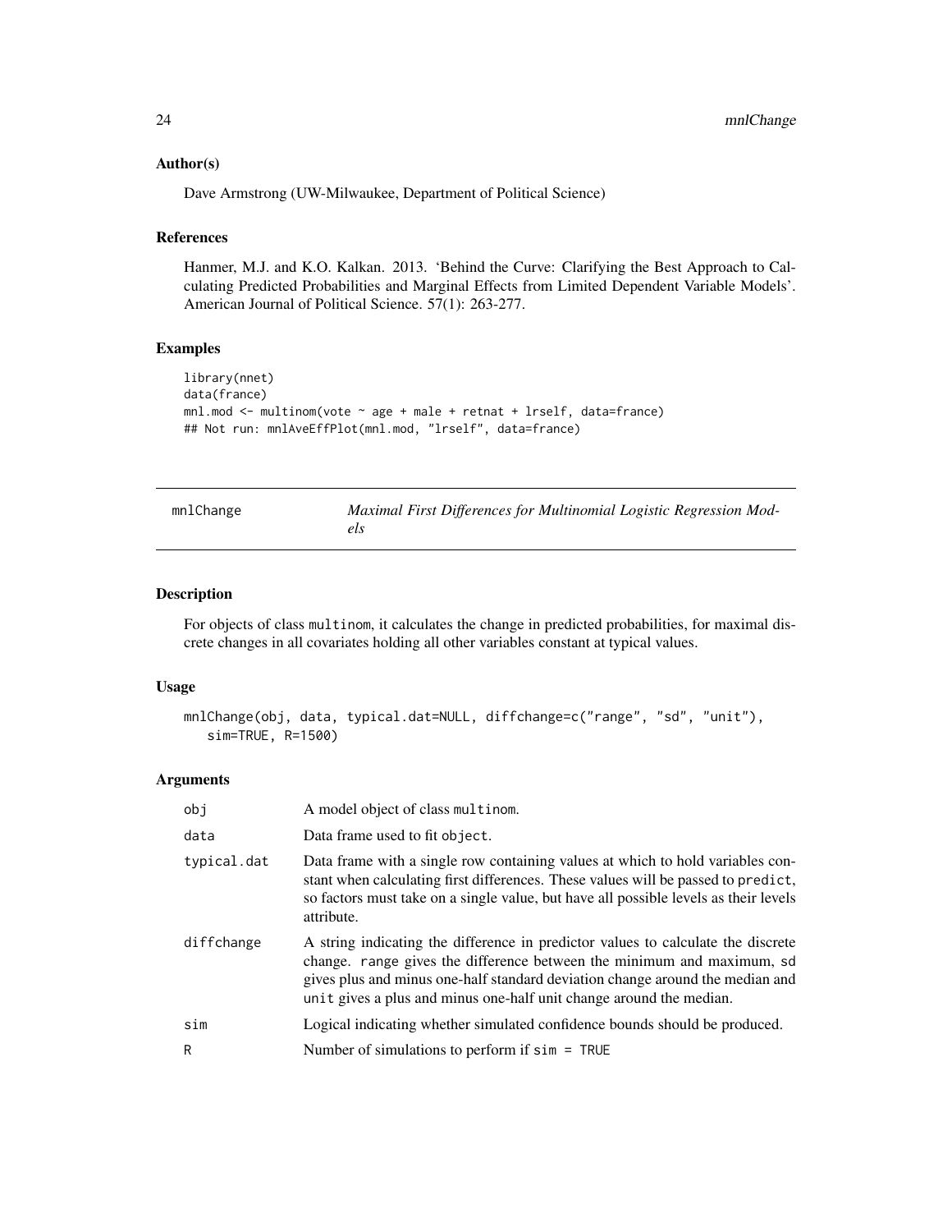### Author(s)

Dave Armstrong (UW-Milwaukee, Department of Political Science)

### References

Hanmer, M.J. and K.O. Kalkan. 2013. 'Behind the Curve: Clarifying the Best Approach to Calculating Predicted Probabilities and Marginal Effects from Limited Dependent Variable Models'. American Journal of Political Science. 57(1): 263-277.

### Examples

```
library(nnet)
data(france)
mnl.mod <- multinom(vote ~ age + male + retnat + lrself, data=france)
## Not run: mnlAveEffPlot(mnl.mod, "lrself", data=france)
```

---

## mnlChange — *Maximal First Differences for Multinomial Logistic Regression Models*

---

### Description

For objects of class multinom, it calculates the change in predicted probabilities, for maximal discrete changes in all covariates holding all other variables constant at typical values.

### Usage

```
mnlChange(obj, data, typical.dat=NULL, diffchange=c("range", "sd", "unit"),
   sim=TRUE, R=1500)
```

### Arguments

| | |
|---|---|
| obj | A model object of class multinom. |
| data | Data frame used to fit object. |
| typical.dat | Data frame with a single row containing values at which to hold variables constant when calculating first differences. These values will be passed to predict, so factors must take on a single value, but have all possible levels as their levels attribute. |
| diffchange | A string indicating the difference in predictor values to calculate the discrete change. range gives the difference between the minimum and maximum, sd gives plus and minus one-half standard deviation change around the median and unit gives a plus and minus one-half unit change around the median. |
| sim | Logical indicating whether simulated confidence bounds should be produced. |
| R | Number of simulations to perform if sim = TRUE |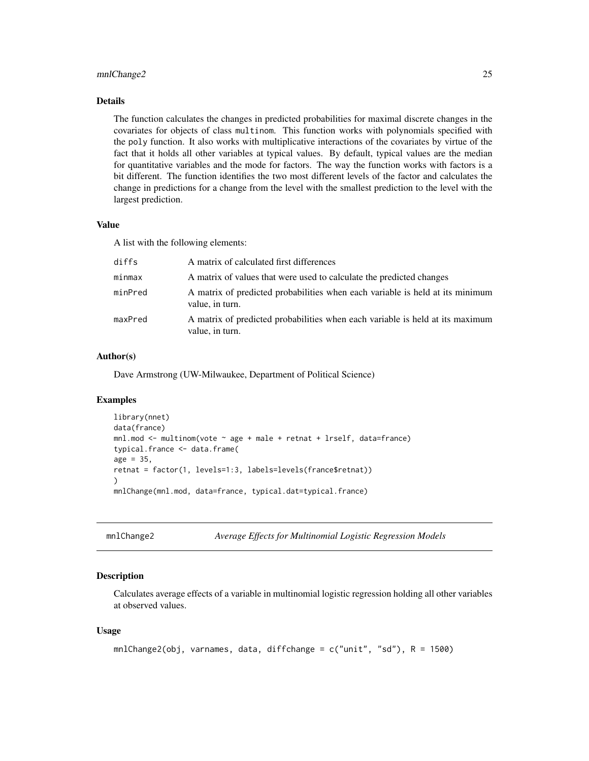### Details

The function calculates the changes in predicted probabilities for maximal discrete changes in the covariates for objects of class `multinom`. This function works with polynomials specified with the `poly` function. It also works with multiplicative interactions of the covariates by virtue of the fact that it holds all other variables at typical values. By default, typical values are the median for quantitative variables and the mode for factors. The way the function works with factors is a bit different. The function identifies the two most different levels of the factor and calculates the change in predictions for a change from the level with the smallest prediction to the level with the largest prediction.

### Value

A list with the following elements:

| | |
|---|---|
| `diffs` | A matrix of calculated first differences |
| `minmax` | A matrix of values that were used to calculate the predicted changes |
| `minPred` | A matrix of predicted probabilities when each variable is held at its minimum value, in turn. |
| `maxPred` | A matrix of predicted probabilities when each variable is held at its maximum value, in turn. |

### Author(s)

Dave Armstrong (UW-Milwaukee, Department of Political Science)

### Examples

```
library(nnet)
data(france)
mnl.mod <- multinom(vote ~ age + male + retnat + lrself, data=france)
typical.france <- data.frame(
age = 35,
retnat = factor(1, levels=1:3, labels=levels(france$retnat))
)
mnlChange(mnl.mod, data=france, typical.dat=typical.france)
```

---

## mnlChange2 — *Average Effects for Multinomial Logistic Regression Models*

### Description

Calculates average effects of a variable in multinomial logistic regression holding all other variables at observed values.

### Usage

```
mnlChange2(obj, varnames, data, diffchange = c("unit", "sd"), R = 1500)
```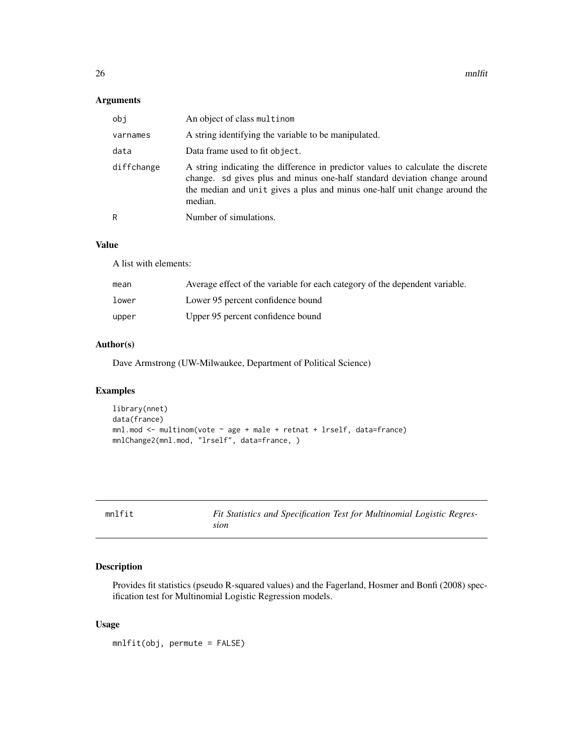## Arguments

| | |
|---|---|
| `obj` | An object of class `multinom` |
| `varnames` | A string identifying the variable to be manipulated. |
| `data` | Data frame used to fit `object`. |
| `diffchange` | A string indicating the difference in predictor values to calculate the discrete change. `sd` gives plus and minus one-half standard deviation change around the median and `unit` gives a plus and minus one-half unit change around the median. |
| `R` | Number of simulations. |

## Value

A list with elements:

| | |
|---|---|
| `mean` | Average effect of the variable for each category of the dependent variable. |
| `lower` | Lower 95 percent confidence bound |
| `upper` | Upper 95 percent confidence bound |

## Author(s)

Dave Armstrong (UW-Milwaukee, Department of Political Science)

## Examples

```
library(nnet)
data(france)
mnl.mod <- multinom(vote ~ age + male + retnat + lrself, data=france)
mnlChange2(mnl.mod, "lrself", data=france, )
```

---

# mnlfit — *Fit Statistics and Specification Test for Multinomial Logistic Regression*

## Description

Provides fit statistics (pseudo R-squared values) and the Fagerland, Hosmer and Bonfi (2008) specification test for Multinomial Logistic Regression models.

## Usage

```
mnlfit(obj, permute = FALSE)
```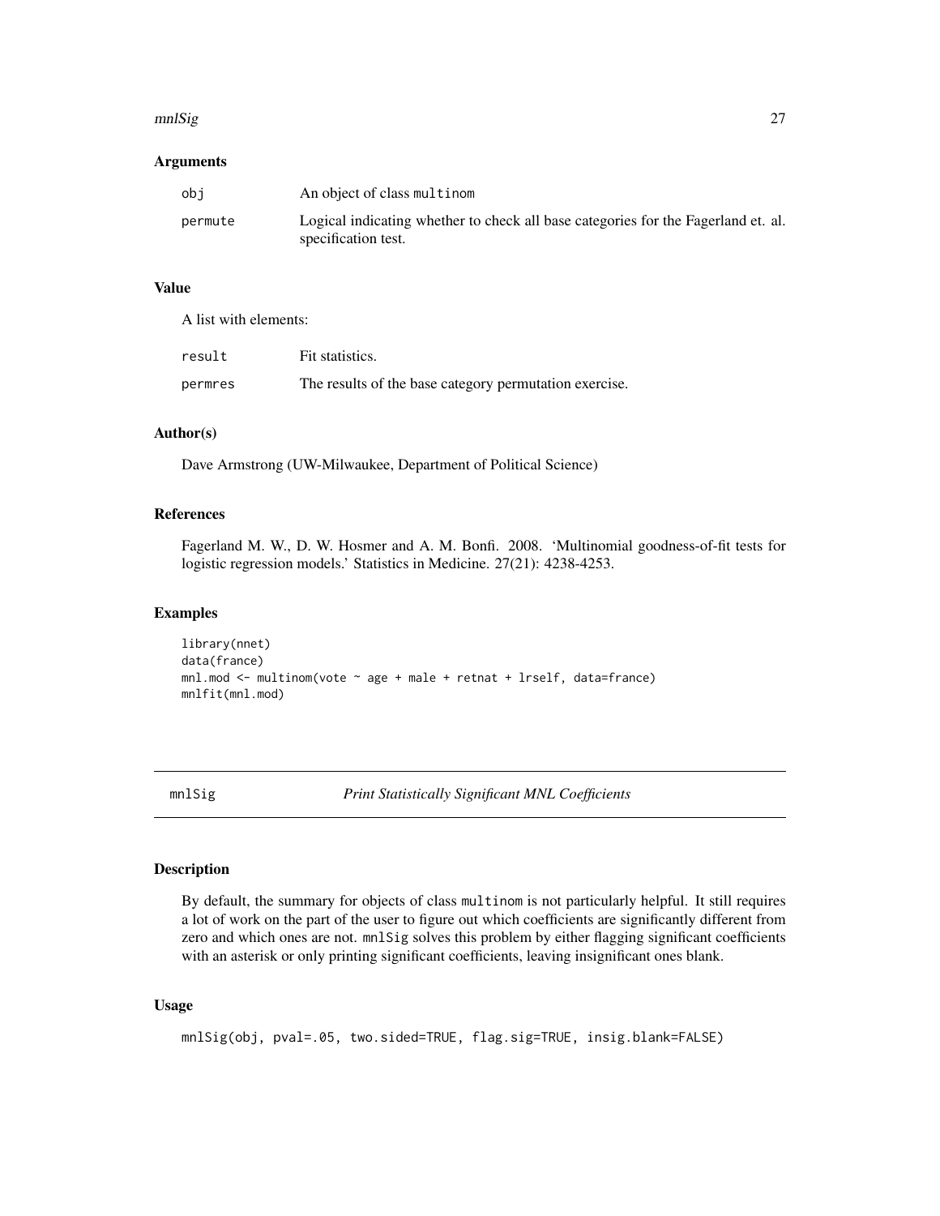### Arguments

| | |
|---|---|
| obj | An object of class multinom |
| permute | Logical indicating whether to check all base categories for the Fagerland et. al. specification test. |

### Value

A list with elements:

| | |
|---|---|
| result | Fit statistics. |
| permres | The results of the base category permutation exercise. |

### Author(s)

Dave Armstrong (UW-Milwaukee, Department of Political Science)

### References

Fagerland M. W., D. W. Hosmer and A. M. Bonfi. 2008. 'Multinomial goodness-of-fit tests for logistic regression models.' Statistics in Medicine. 27(21): 4238-4253.

### Examples

```
library(nnet)
data(france)
mnl.mod <- multinom(vote ~ age + male + retnat + lrself, data=france)
mnlfit(mnl.mod)
```

---

## mnlSig *Print Statistically Significant MNL Coefficients*

---

### Description

By default, the summary for objects of class multinom is not particularly helpful. It still requires a lot of work on the part of the user to figure out which coefficients are significantly different from zero and which ones are not. mnlSig solves this problem by either flagging significant coefficients with an asterisk or only printing significant coefficients, leaving insignificant ones blank.

### Usage

```
mnlSig(obj, pval=.05, two.sided=TRUE, flag.sig=TRUE, insig.blank=FALSE)
```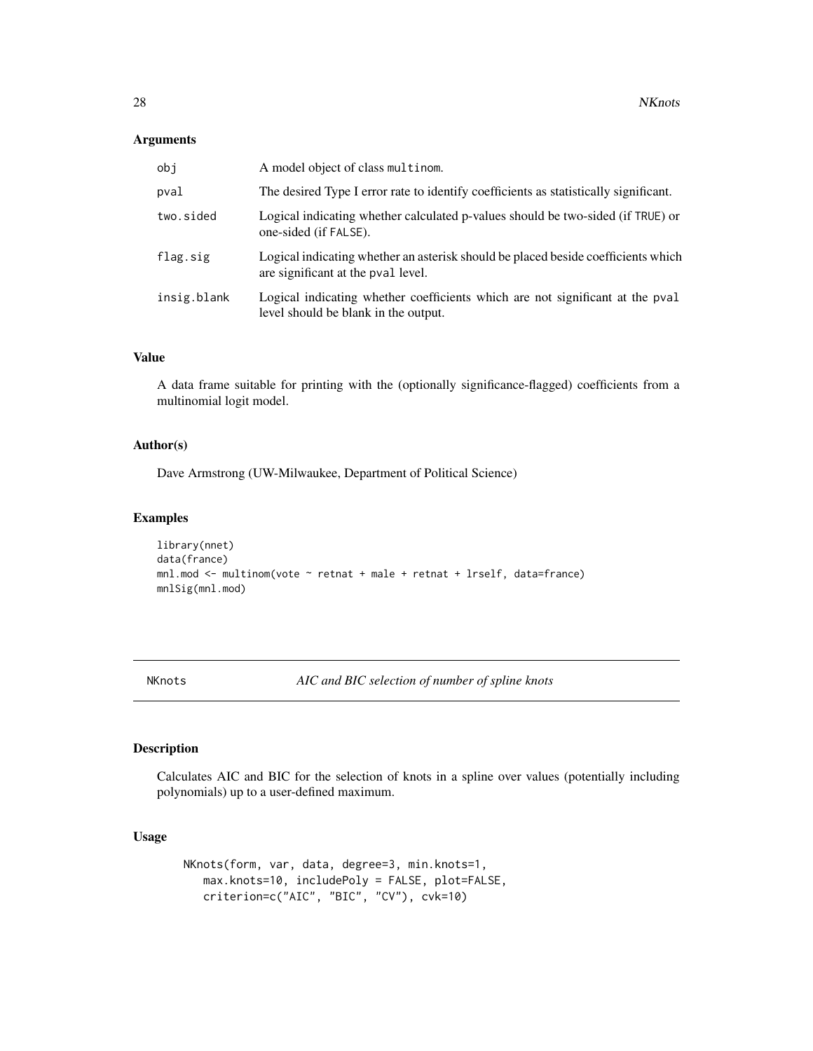### Arguments

| | |
|---|---|
| `obj` | A model object of class `multinom`. |
| `pval` | The desired Type I error rate to identify coefficients as statistically significant. |
| `two.sided` | Logical indicating whether calculated p-values should be two-sided (if `TRUE`) or one-sided (if `FALSE`). |
| `flag.sig` | Logical indicating whether an asterisk should be placed beside coefficients which are significant at the `pval` level. |
| `insig.blank` | Logical indicating whether coefficients which are not significant at the `pval` level should be blank in the output. |

### Value

A data frame suitable for printing with the (optionally significance-flagged) coefficients from a multinomial logit model.

### Author(s)

Dave Armstrong (UW-Milwaukee, Department of Political Science)

### Examples

```
library(nnet)
data(france)
mnl.mod <- multinom(vote ~ retnat + male + retnat + lrself, data=france)
mnlSig(mnl.mod)
```

---

## NKnots — *AIC and BIC selection of number of spline knots*

### Description

Calculates AIC and BIC for the selection of knots in a spline over values (potentially including polynomials) up to a user-defined maximum.

### Usage

```
NKnots(form, var, data, degree=3, min.knots=1,
   max.knots=10, includePoly = FALSE, plot=FALSE,
   criterion=c("AIC", "BIC", "CV"), cvk=10)
```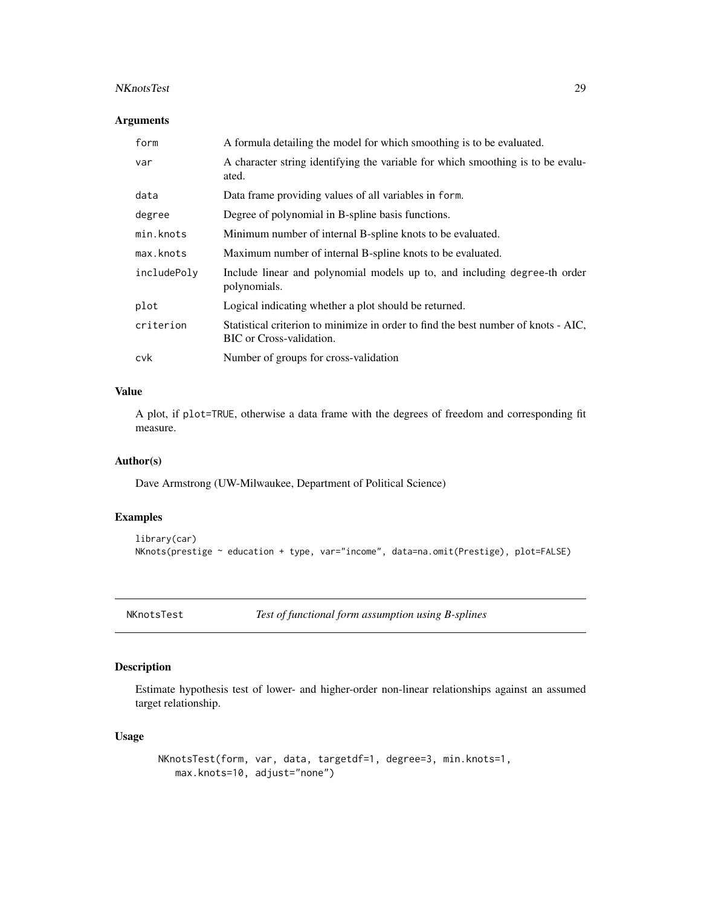## Arguments

| | |
|---|---|
| form | A formula detailing the model for which smoothing is to be evaluated. |
| var | A character string identifying the variable for which smoothing is to be evaluated. |
| data | Data frame providing values of all variables in form. |
| degree | Degree of polynomial in B-spline basis functions. |
| min.knots | Minimum number of internal B-spline knots to be evaluated. |
| max.knots | Maximum number of internal B-spline knots to be evaluated. |
| includePoly | Include linear and polynomial models up to, and including degree-th order polynomials. |
| plot | Logical indicating whether a plot should be returned. |
| criterion | Statistical criterion to minimize in order to find the best number of knots - AIC, BIC or Cross-validation. |
| cvk | Number of groups for cross-validation |

## Value

A plot, if plot=TRUE, otherwise a data frame with the degrees of freedom and corresponding fit measure.

## Author(s)

Dave Armstrong (UW-Milwaukee, Department of Political Science)

## Examples

```
library(car)
NKnots(prestige ~ education + type, var="income", data=na.omit(Prestige), plot=FALSE)
```

---

# NKnotsTest &nbsp;&nbsp;&nbsp; *Test of functional form assumption using B-splines*

---

## Description

Estimate hypothesis test of lower- and higher-order non-linear relationships against an assumed target relationship.

## Usage

```
NKnotsTest(form, var, data, targetdf=1, degree=3, min.knots=1,
   max.knots=10, adjust="none")
```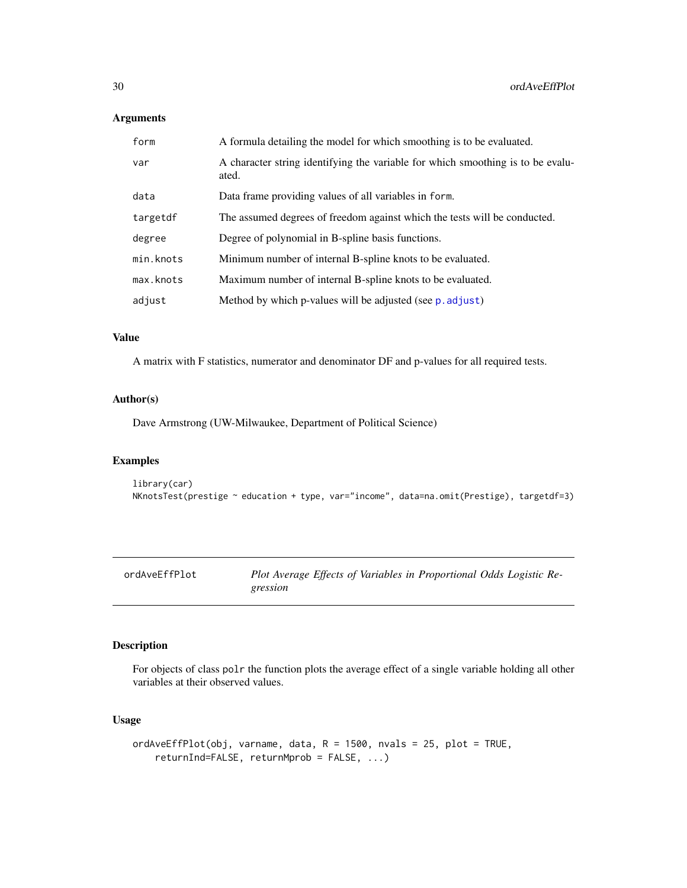## Arguments

| | |
|---|---|
| form | A formula detailing the model for which smoothing is to be evaluated. |
| var | A character string identifying the variable for which smoothing is to be evaluated. |
| data | Data frame providing values of all variables in form. |
| targetdf | The assumed degrees of freedom against which the tests will be conducted. |
| degree | Degree of polynomial in B-spline basis functions. |
| min.knots | Minimum number of internal B-spline knots to be evaluated. |
| max.knots | Maximum number of internal B-spline knots to be evaluated. |
| adjust | Method by which p-values will be adjusted (see p.adjust) |

## Value

A matrix with F statistics, numerator and denominator DF and p-values for all required tests.

## Author(s)

Dave Armstrong (UW-Milwaukee, Department of Political Science)

## Examples

```
library(car)
NKnotsTest(prestige ~ education + type, var="income", data=na.omit(Prestige), targetdf=3)
```

---

# ordAveEffPlot — *Plot Average Effects of Variables in Proportional Odds Logistic Regression*

---

## Description

For objects of class polr the function plots the average effect of a single variable holding all other variables at their observed values.

## Usage

```
ordAveEffPlot(obj, varname, data, R = 1500, nvals = 25, plot = TRUE,
    returnInd=FALSE, returnMprob = FALSE, ...)
```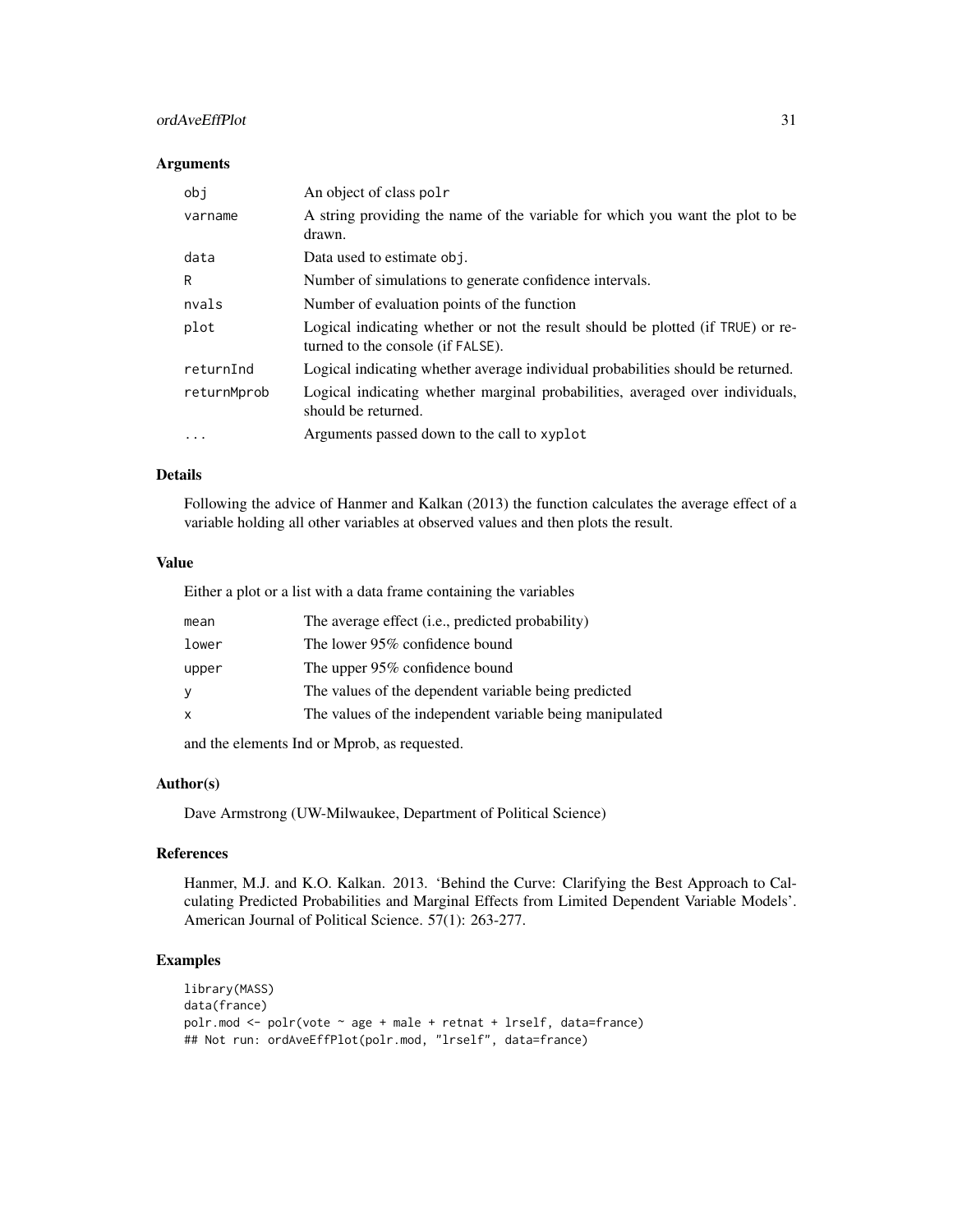### Arguments

| | |
|---|---|
| `obj` | An object of class `polr` |
| `varname` | A string providing the name of the variable for which you want the plot to be drawn. |
| `data` | Data used to estimate `obj`. |
| `R` | Number of simulations to generate confidence intervals. |
| `nvals` | Number of evaluation points of the function |
| `plot` | Logical indicating whether or not the result should be plotted (if `TRUE`) or returned to the console (if `FALSE`). |
| `returnInd` | Logical indicating whether average individual probabilities should be returned. |
| `returnMprob` | Logical indicating whether marginal probabilities, averaged over individuals, should be returned. |
| `...` | Arguments passed down to the call to `xyplot` |

### Details

Following the advice of Hanmer and Kalkan (2013) the function calculates the average effect of a variable holding all other variables at observed values and then plots the result.

### Value

Either a plot or a list with a data frame containing the variables

| | |
|---|---|
| `mean` | The average effect (i.e., predicted probability) |
| `lower` | The lower 95% confidence bound |
| `upper` | The upper 95% confidence bound |
| `y` | The values of the dependent variable being predicted |
| `x` | The values of the independent variable being manipulated |

and the elements Ind or Mprob, as requested.

### Author(s)

Dave Armstrong (UW-Milwaukee, Department of Political Science)

### References

Hanmer, M.J. and K.O. Kalkan. 2013. 'Behind the Curve: Clarifying the Best Approach to Calculating Predicted Probabilities and Marginal Effects from Limited Dependent Variable Models'. American Journal of Political Science. 57(1): 263-277.

### Examples

```
library(MASS)
data(france)
polr.mod <- polr(vote ~ age + male + retnat + lrself, data=france)
## Not run: ordAveEffPlot(polr.mod, "lrself", data=france)
```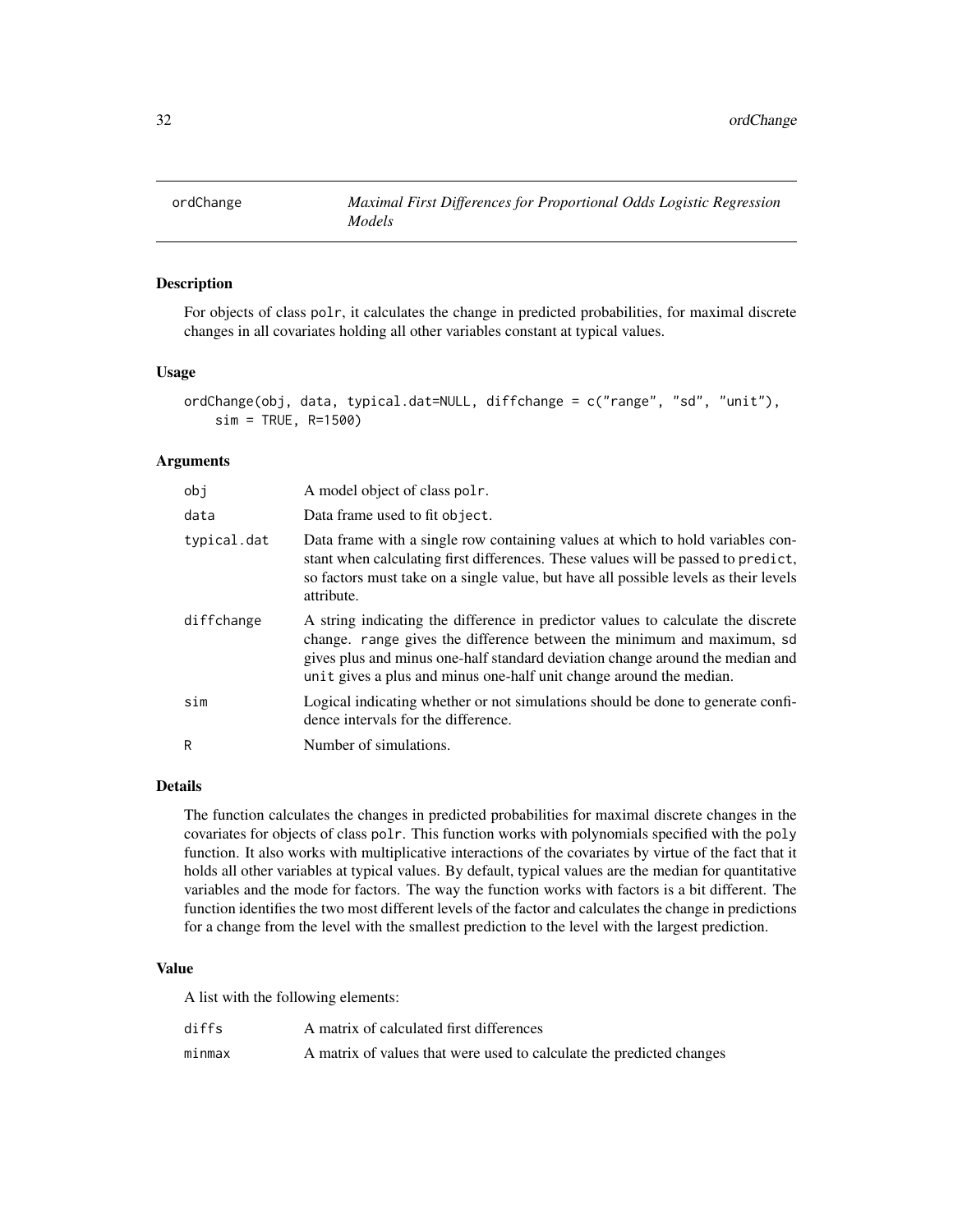# ordChange — *Maximal First Differences for Proportional Odds Logistic Regression Models*

## Description

For objects of class polr, it calculates the change in predicted probabilities, for maximal discrete changes in all covariates holding all other variables constant at typical values.

## Usage

```
ordChange(obj, data, typical.dat=NULL, diffchange = c("range", "sd", "unit"),
    sim = TRUE, R=1500)
```

## Arguments

| | |
|---|---|
| obj | A model object of class polr. |
| data | Data frame used to fit object. |
| typical.dat | Data frame with a single row containing values at which to hold variables constant when calculating first differences. These values will be passed to predict, so factors must take on a single value, but have all possible levels as their levels attribute. |
| diffchange | A string indicating the difference in predictor values to calculate the discrete change. range gives the difference between the minimum and maximum, sd gives plus and minus one-half standard deviation change around the median and unit gives a plus and minus one-half unit change around the median. |
| sim | Logical indicating whether or not simulations should be done to generate confidence intervals for the difference. |
| R | Number of simulations. |

## Details

The function calculates the changes in predicted probabilities for maximal discrete changes in the covariates for objects of class polr. This function works with polynomials specified with the poly function. It also works with multiplicative interactions of the covariates by virtue of the fact that it holds all other variables at typical values. By default, typical values are the median for quantitative variables and the mode for factors. The way the function works with factors is a bit different. The function identifies the two most different levels of the factor and calculates the change in predictions for a change from the level with the smallest prediction to the level with the largest prediction.

## Value

A list with the following elements:

| | |
|---|---|
| diffs | A matrix of calculated first differences |
| minmax | A matrix of values that were used to calculate the predicted changes |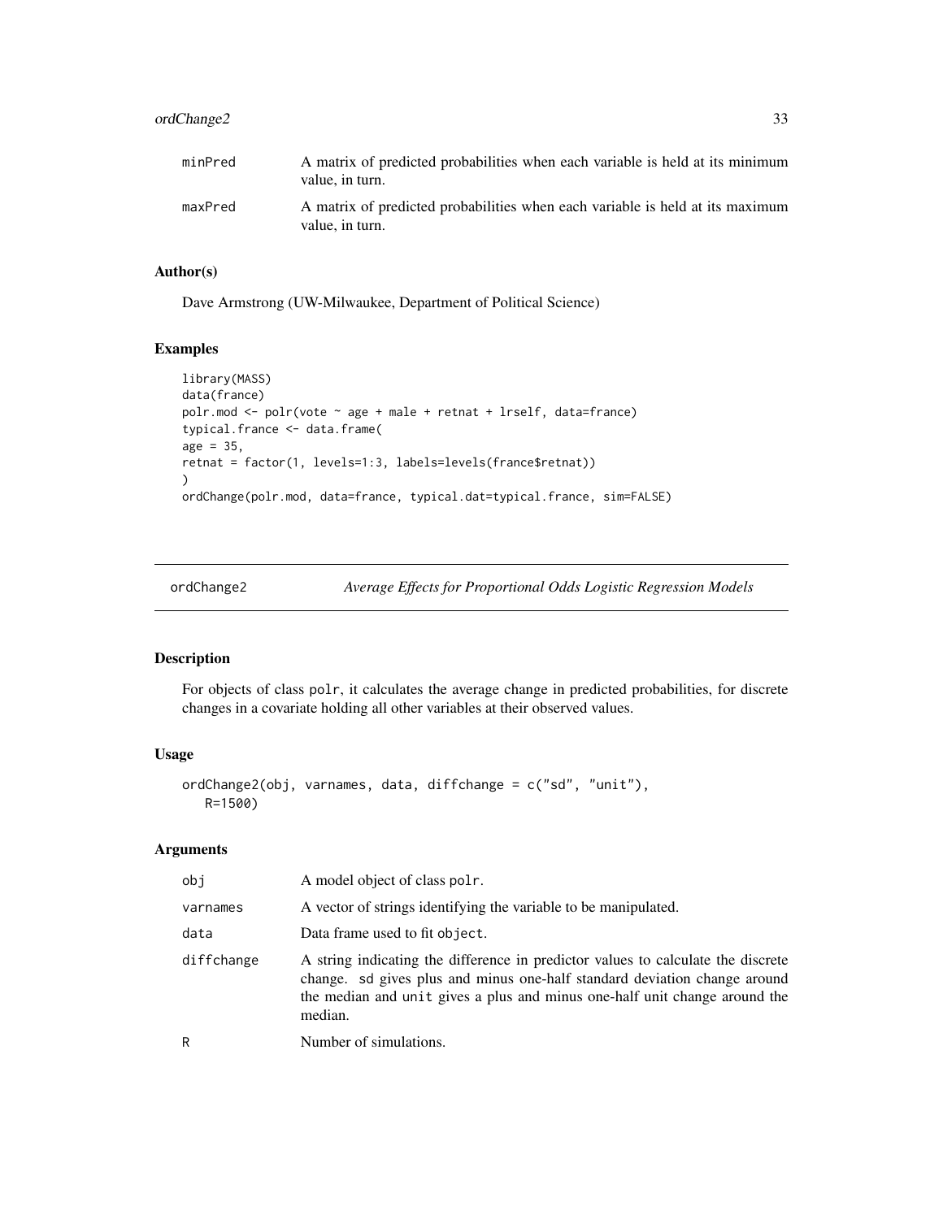| | |
|---|---|
| minPred | A matrix of predicted probabilities when each variable is held at its minimum value, in turn. |
| maxPred | A matrix of predicted probabilities when each variable is held at its maximum value, in turn. |

### Author(s)

Dave Armstrong (UW-Milwaukee, Department of Political Science)

### Examples

```
library(MASS)
data(france)
polr.mod <- polr(vote ~ age + male + retnat + lrself, data=france)
typical.france <- data.frame(
age = 35,
retnat = factor(1, levels=1:3, labels=levels(france$retnat))
)
ordChange(polr.mod, data=france, typical.dat=typical.france, sim=FALSE)
```

---

## ordChange2 — *Average Effects for Proportional Odds Logistic Regression Models*

---

### Description

For objects of class polr, it calculates the average change in predicted probabilities, for discrete changes in a covariate holding all other variables at their observed values.

### Usage

```
ordChange2(obj, varnames, data, diffchange = c("sd", "unit"),
   R=1500)
```

### Arguments

| | |
|---|---|
| obj | A model object of class polr. |
| varnames | A vector of strings identifying the variable to be manipulated. |
| data | Data frame used to fit object. |
| diffchange | A string indicating the difference in predictor values to calculate the discrete change. sd gives plus and minus one-half standard deviation change around the median and unit gives a plus and minus one-half unit change around the median. |
| R | Number of simulations. |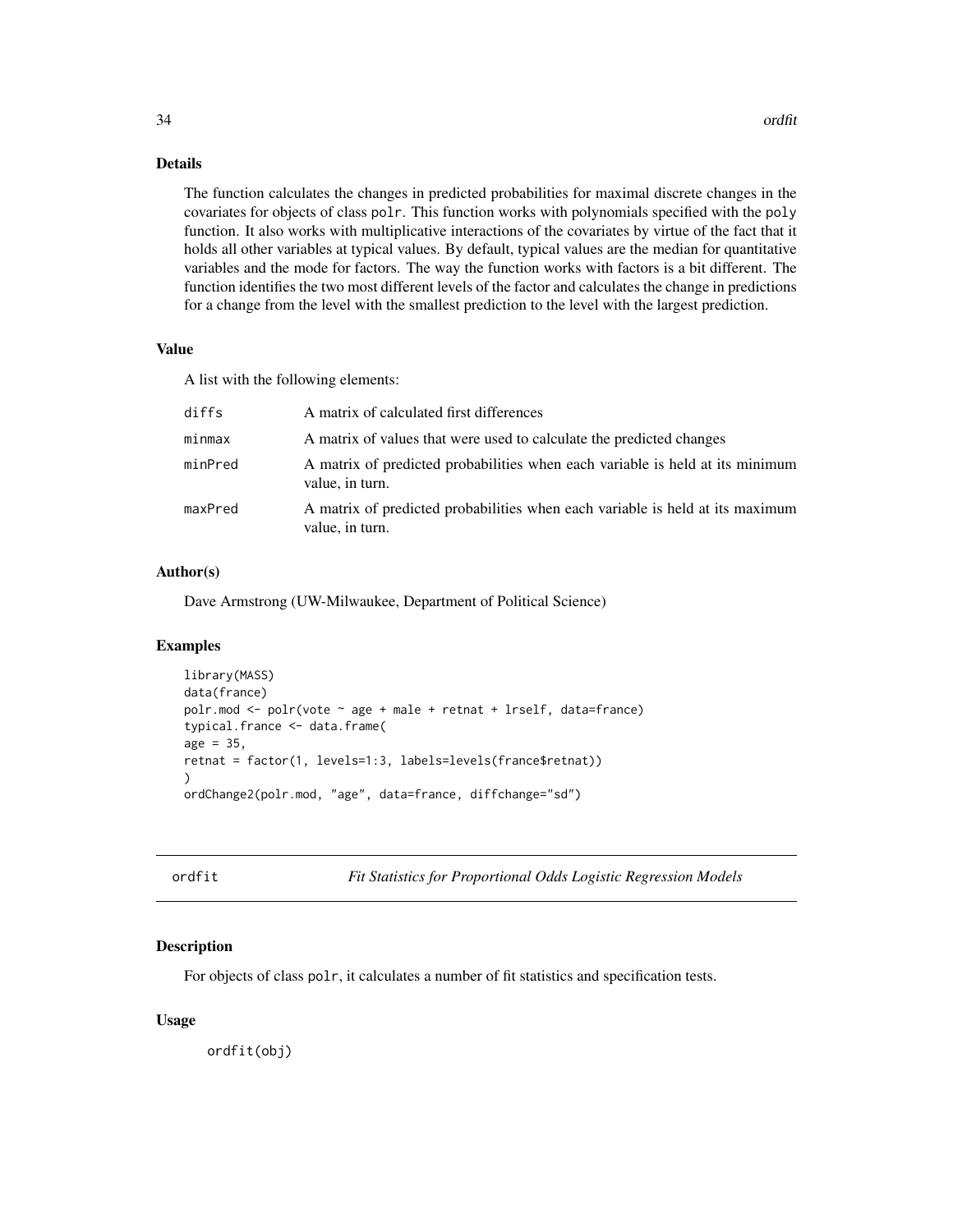### Details

The function calculates the changes in predicted probabilities for maximal discrete changes in the covariates for objects of class `polr`. This function works with polynomials specified with the `poly` function. It also works with multiplicative interactions of the covariates by virtue of the fact that it holds all other variables at typical values. By default, typical values are the median for quantitative variables and the mode for factors. The way the function works with factors is a bit different. The function identifies the two most different levels of the factor and calculates the change in predictions for a change from the level with the smallest prediction to the level with the largest prediction.

### Value

A list with the following elements:

| | |
|---|---|
| `diffs` | A matrix of calculated first differences |
| `minmax` | A matrix of values that were used to calculate the predicted changes |
| `minPred` | A matrix of predicted probabilities when each variable is held at its minimum value, in turn. |
| `maxPred` | A matrix of predicted probabilities when each variable is held at its maximum value, in turn. |

### Author(s)

Dave Armstrong (UW-Milwaukee, Department of Political Science)

### Examples

```
library(MASS)
data(france)
polr.mod <- polr(vote ~ age + male + retnat + lrself, data=france)
typical.france <- data.frame(
age = 35,
retnat = factor(1, levels=1:3, labels=levels(france$retnat))
)
ordChange2(polr.mod, "age", data=france, diffchange="sd")
```

---

## ordfit — *Fit Statistics for Proportional Odds Logistic Regression Models*

### Description

For objects of class `polr`, it calculates a number of fit statistics and specification tests.

### Usage

```
ordfit(obj)
```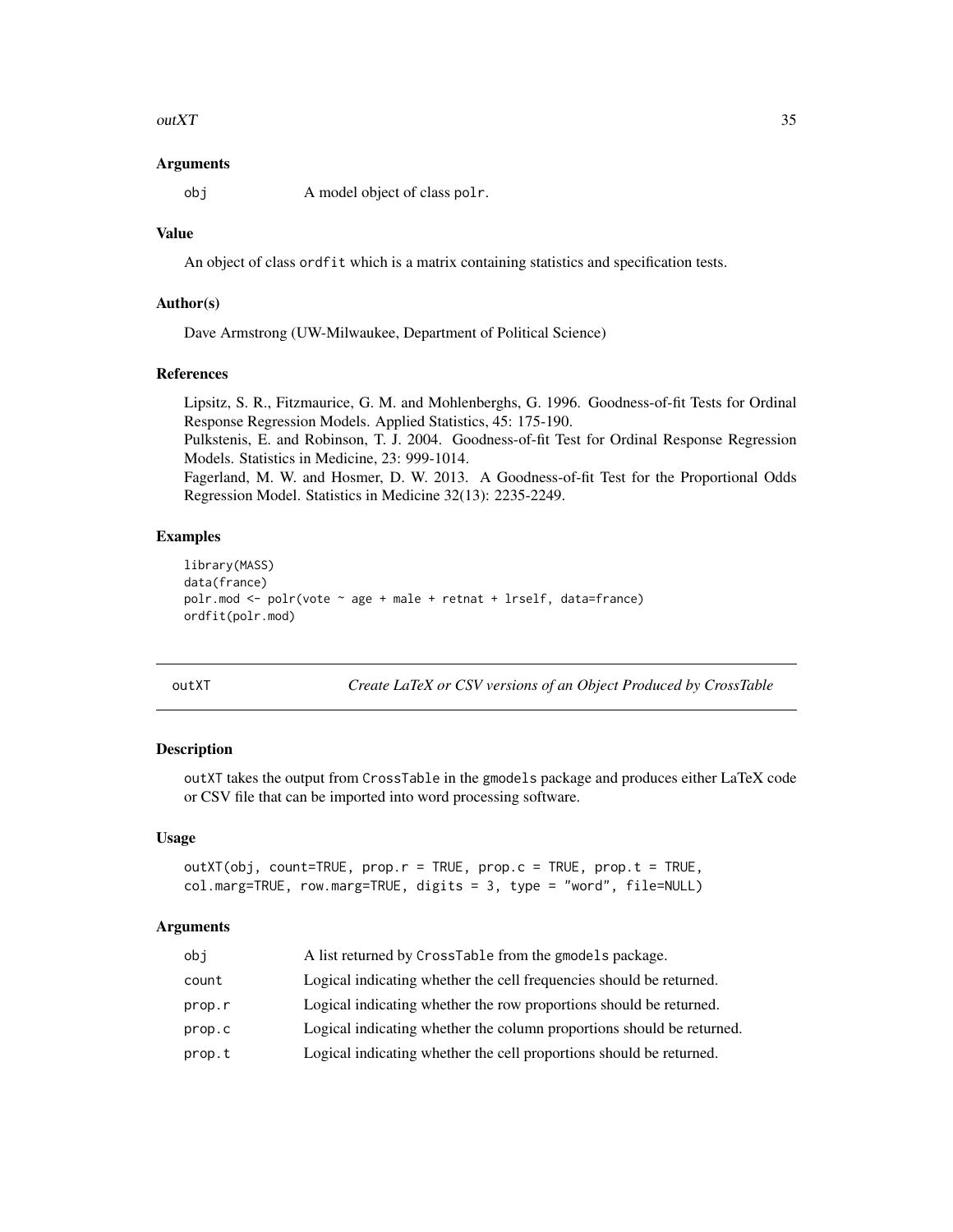### Arguments

| | |
|---|---|
| obj | A model object of class polr. |

### Value

An object of class ordfit which is a matrix containing statistics and specification tests.

### Author(s)

Dave Armstrong (UW-Milwaukee, Department of Political Science)

### References

Lipsitz, S. R., Fitzmaurice, G. M. and Mohlenberghs, G. 1996. Goodness-of-fit Tests for Ordinal Response Regression Models. Applied Statistics, 45: 175-190.
Pulkstenis, E. and Robinson, T. J. 2004. Goodness-of-fit Test for Ordinal Response Regression Models. Statistics in Medicine, 23: 999-1014.
Fagerland, M. W. and Hosmer, D. W. 2013. A Goodness-of-fit Test for the Proportional Odds Regression Model. Statistics in Medicine 32(13): 2235-2249.

### Examples

```
library(MASS)
data(france)
polr.mod <- polr(vote ~ age + male + retnat + lrself, data=france)
ordfit(polr.mod)
```

---

## outXT — *Create LaTeX or CSV versions of an Object Produced by CrossTable*

### Description

outXT takes the output from CrossTable in the gmodels package and produces either LaTeX code or CSV file that can be imported into word processing software.

### Usage

```
outXT(obj, count=TRUE, prop.r = TRUE, prop.c = TRUE, prop.t = TRUE,
col.marg=TRUE, row.marg=TRUE, digits = 3, type = "word", file=NULL)
```

### Arguments

| | |
|---|---|
| obj | A list returned by CrossTable from the gmodels package. |
| count | Logical indicating whether the cell frequencies should be returned. |
| prop.r | Logical indicating whether the row proportions should be returned. |
| prop.c | Logical indicating whether the column proportions should be returned. |
| prop.t | Logical indicating whether the cell proportions should be returned. |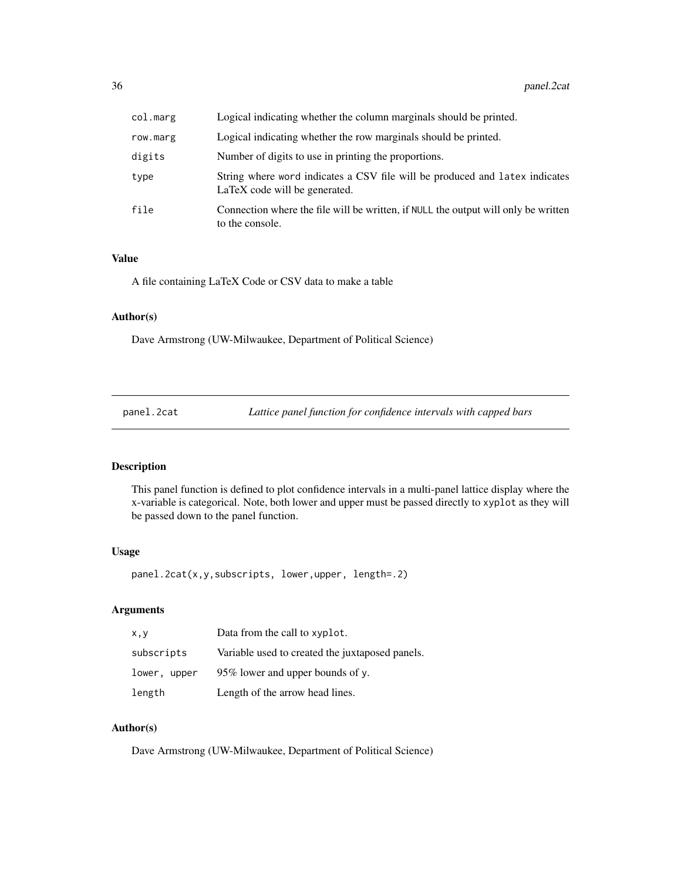| | |
|---|---|
| col.marg | Logical indicating whether the column marginals should be printed. |
| row.marg | Logical indicating whether the row marginals should be printed. |
| digits | Number of digits to use in printing the proportions. |
| type | String where word indicates a CSV file will be produced and latex indicates LaTeX code will be generated. |
| file | Connection where the file will be written, if NULL the output will only be written to the console. |

### Value

A file containing LaTeX Code or CSV data to make a table

### Author(s)

Dave Armstrong (UW-Milwaukee, Department of Political Science)

---

## panel.2cat — *Lattice panel function for confidence intervals with capped bars*

---

### Description

This panel function is defined to plot confidence intervals in a multi-panel lattice display where the x-variable is categorical. Note, both lower and upper must be passed directly to xyplot as they will be passed down to the panel function.

### Usage

```
panel.2cat(x,y,subscripts, lower,upper, length=.2)
```

### Arguments

| | |
|---|---|
| x,y | Data from the call to xyplot. |
| subscripts | Variable used to created the juxtaposed panels. |
| lower, upper | 95% lower and upper bounds of y. |
| length | Length of the arrow head lines. |

### Author(s)

Dave Armstrong (UW-Milwaukee, Department of Political Science)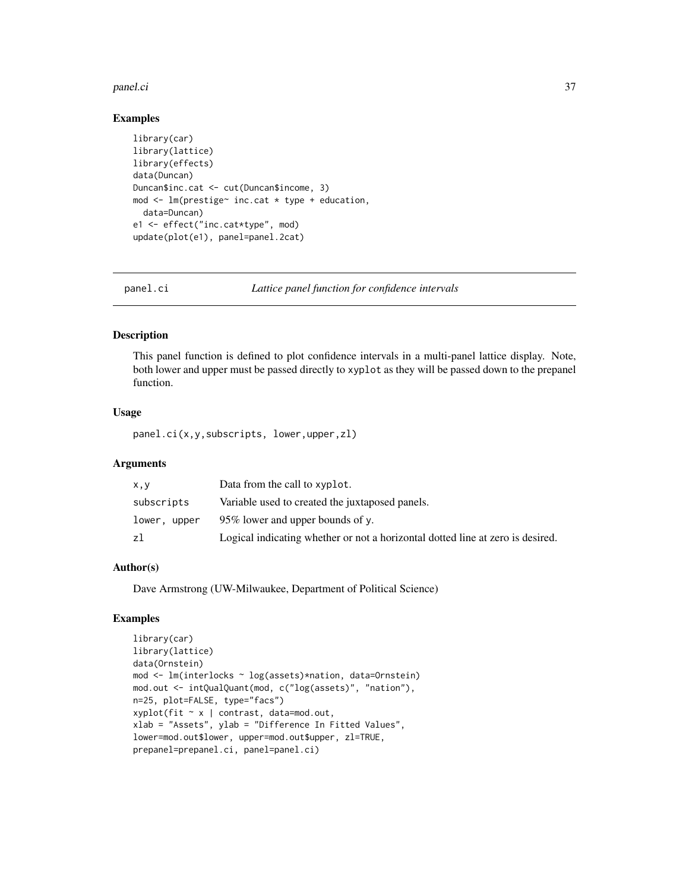## Examples

```
library(car)
library(lattice)
library(effects)
data(Duncan)
Duncan$inc.cat <- cut(Duncan$income, 3)
mod <- lm(prestige~ inc.cat * type + education,
  data=Duncan)
e1 <- effect("inc.cat*type", mod)
update(plot(e1), panel=panel.2cat)
```

---

# panel.ci *Lattice panel function for confidence intervals*

---

## Description

This panel function is defined to plot confidence intervals in a multi-panel lattice display. Note, both lower and upper must be passed directly to `xyplot` as they will be passed down to the prepanel function.

## Usage

```
panel.ci(x,y,subscripts, lower,upper,zl)
```

## Arguments

| | |
|---|---|
| x,y | Data from the call to `xyplot`. |
| subscripts | Variable used to created the juxtaposed panels. |
| lower, upper | 95% lower and upper bounds of y. |
| zl | Logical indicating whether or not a horizontal dotted line at zero is desired. |

## Author(s)

Dave Armstrong (UW-Milwaukee, Department of Political Science)

## Examples

```
library(car)
library(lattice)
data(Ornstein)
mod <- lm(interlocks ~ log(assets)*nation, data=Ornstein)
mod.out <- intQualQuant(mod, c("log(assets)", "nation"),
n=25, plot=FALSE, type="facs")
xyplot(fit ~ x | contrast, data=mod.out,
xlab = "Assets", ylab = "Difference In Fitted Values",
lower=mod.out$lower, upper=mod.out$upper, zl=TRUE,
prepanel=prepanel.ci, panel=panel.ci)
```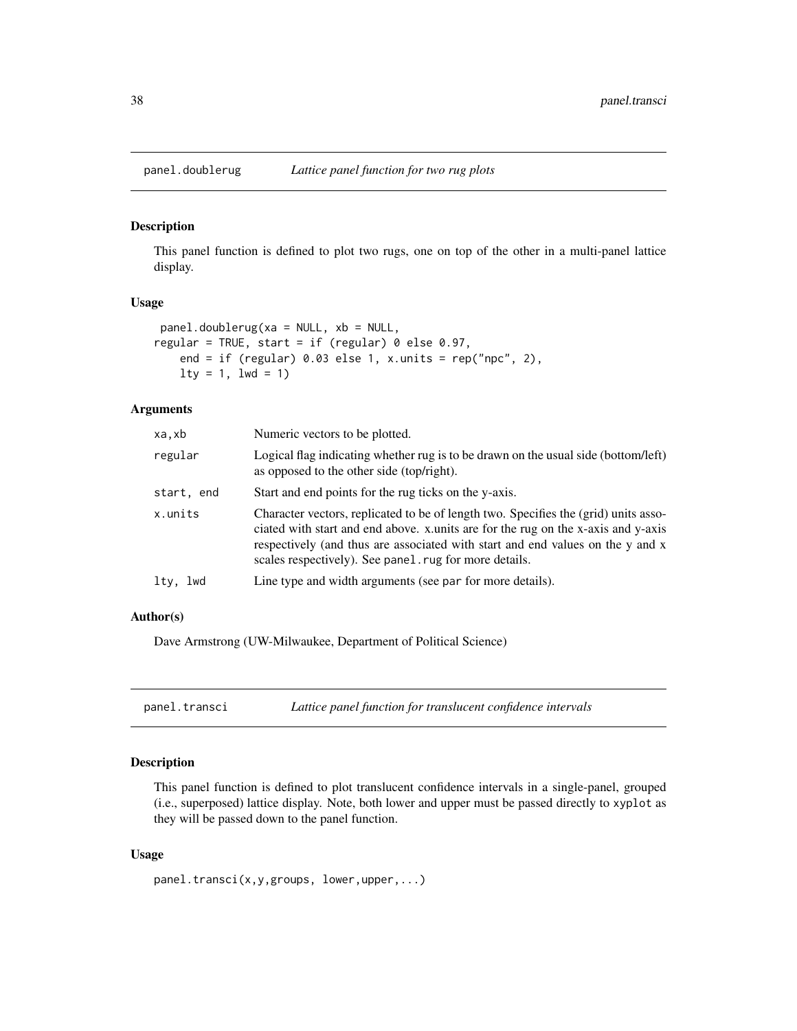## panel.doublerug — *Lattice panel function for two rug plots*

### Description

This panel function is defined to plot two rugs, one on top of the other in a multi-panel lattice display.

### Usage

```
 panel.doublerug(xa = NULL, xb = NULL,
regular = TRUE, start = if (regular) 0 else 0.97,
    end = if (regular) 0.03 else 1, x.units = rep("npc", 2),
    lty = 1, lwd = 1)
```

### Arguments

| | |
|---|---|
| `xa,xb` | Numeric vectors to be plotted. |
| `regular` | Logical flag indicating whether rug is to be drawn on the usual side (bottom/left) as opposed to the other side (top/right). |
| `start, end` | Start and end points for the rug ticks on the y-axis. |
| `x.units` | Character vectors, replicated to be of length two. Specifies the (grid) units associated with start and end above. x.units are for the rug on the x-axis and y-axis respectively (and thus are associated with start and end values on the y and x scales respectively). See `panel.rug` for more details. |
| `lty, lwd` | Line type and width arguments (see `par` for more details). |

### Author(s)

Dave Armstrong (UW-Milwaukee, Department of Political Science)

## panel.transci — *Lattice panel function for translucent confidence intervals*

### Description

This panel function is defined to plot translucent confidence intervals in a single-panel, grouped (i.e., superposed) lattice display. Note, both lower and upper must be passed directly to `xyplot` as they will be passed down to the panel function.

### Usage

```
panel.transci(x,y,groups, lower,upper,...)
```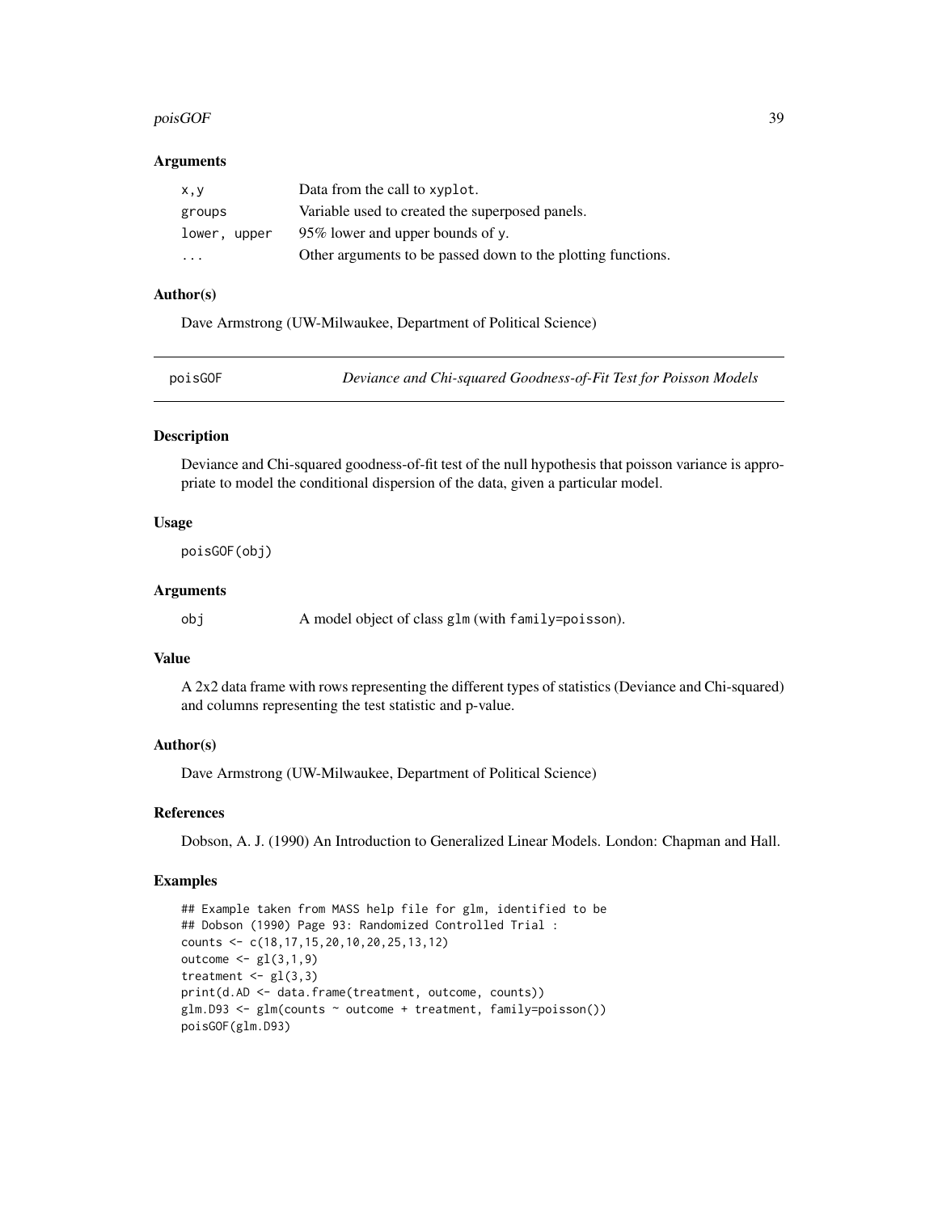### Arguments

| | |
|---|---|
| x,y | Data from the call to xyplot. |
| groups | Variable used to created the superposed panels. |
| lower, upper | 95% lower and upper bounds of y. |
| ... | Other arguments to be passed down to the plotting functions. |

### Author(s)

Dave Armstrong (UW-Milwaukee, Department of Political Science)

---

## poisGOF — *Deviance and Chi-squared Goodness-of-Fit Test for Poisson Models*

---

### Description

Deviance and Chi-squared goodness-of-fit test of the null hypothesis that poisson variance is appropriate to model the conditional dispersion of the data, given a particular model.

### Usage

```
poisGOF(obj)
```

### Arguments

| | |
|---|---|
| obj | A model object of class glm (with family=poisson). |

### Value

A 2x2 data frame with rows representing the different types of statistics (Deviance and Chi-squared) and columns representing the test statistic and p-value.

### Author(s)

Dave Armstrong (UW-Milwaukee, Department of Political Science)

### References

Dobson, A. J. (1990) An Introduction to Generalized Linear Models. London: Chapman and Hall.

### Examples

```
## Example taken from MASS help file for glm, identified to be
## Dobson (1990) Page 93: Randomized Controlled Trial :
counts <- c(18,17,15,20,10,20,25,13,12)
outcome <- gl(3,1,9)
treatment <- gl(3,3)
print(d.AD <- data.frame(treatment, outcome, counts))
glm.D93 <- glm(counts ~ outcome + treatment, family=poisson())
poisGOF(glm.D93)
```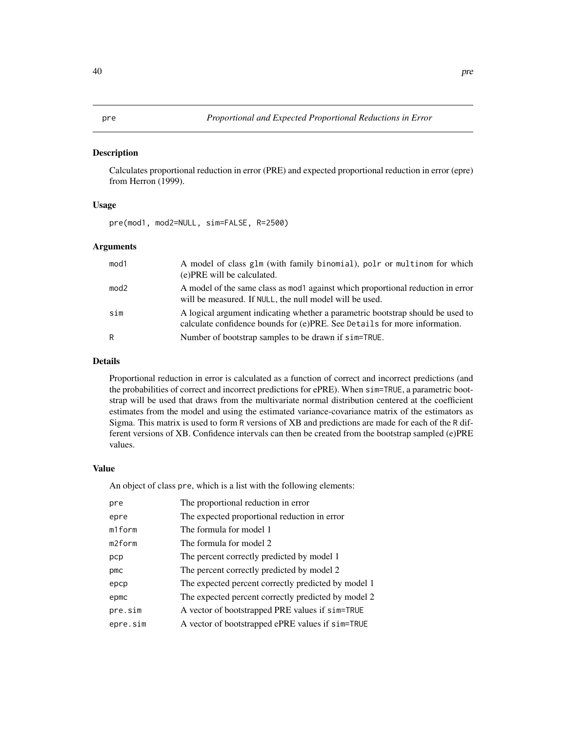# pre — *Proportional and Expected Proportional Reductions in Error*

## Description

Calculates proportional reduction in error (PRE) and expected proportional reduction in error (epre) from Herron (1999).

## Usage

```
pre(mod1, mod2=NULL, sim=FALSE, R=2500)
```

## Arguments

| | |
|---|---|
| `mod1` | A model of class `glm` (with family `binomial`), `polr` or `multinom` for which (e)PRE will be calculated. |
| `mod2` | A model of the same class as `mod1` against which proportional reduction in error will be measured. If `NULL`, the null model will be used. |
| `sim` | A logical argument indicating whether a parametric bootstrap should be used to calculate confidence bounds for (e)PRE. See `Details` for more information. |
| `R` | Number of bootstrap samples to be drawn if `sim=TRUE`. |

## Details

Proportional reduction in error is calculated as a function of correct and incorrect predictions (and the probabilities of correct and incorrect predictions for ePRE). When `sim=TRUE`, a parametric bootstrap will be used that draws from the multivariate normal distribution centered at the coefficient estimates from the model and using the estimated variance-covariance matrix of the estimators as Sigma. This matrix is used to form `R` versions of XB and predictions are made for each of the `R` different versions of XB. Confidence intervals can then be created from the bootstrap sampled (e)PRE values.

## Value

An object of class `pre`, which is a list with the following elements:

| | |
|---|---|
| `pre` | The proportional reduction in error |
| `epre` | The expected proportional reduction in error |
| `m1form` | The formula for model 1 |
| `m2form` | The formula for model 2 |
| `pcp` | The percent correctly predicted by model 1 |
| `pmc` | The percent correctly predicted by model 2 |
| `epcp` | The expected percent correctly predicted by model 1 |
| `epmc` | The expected percent correctly predicted by model 2 |
| `pre.sim` | A vector of bootstrapped PRE values if `sim=TRUE` |
| `epre.sim` | A vector of bootstrapped ePRE values if `sim=TRUE` |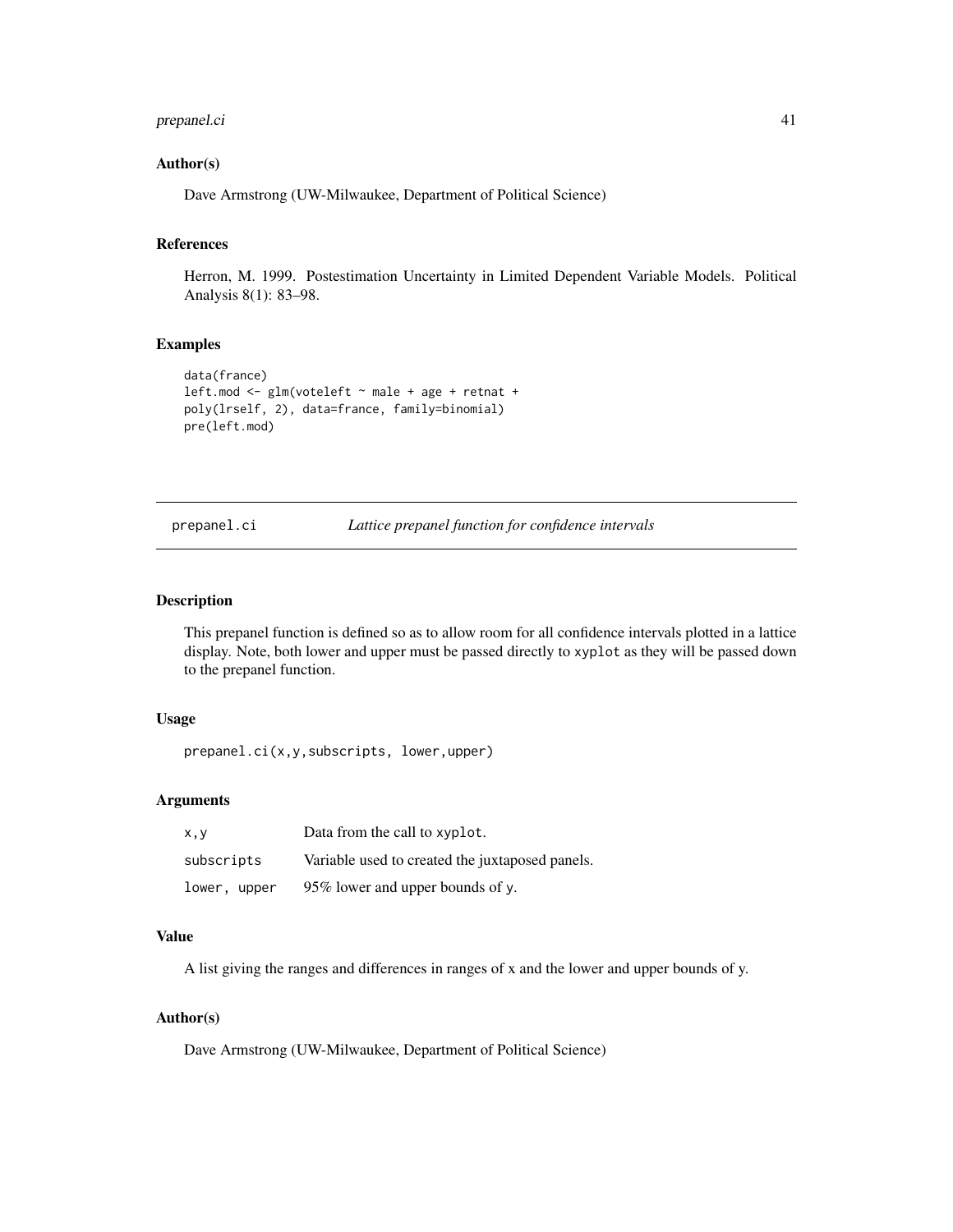### Author(s)

Dave Armstrong (UW-Milwaukee, Department of Political Science)

### References

Herron, M. 1999. Postestimation Uncertainty in Limited Dependent Variable Models. Political Analysis 8(1): 83–98.

### Examples

```
data(france)
left.mod <- glm(voteleft ~ male + age + retnat +
poly(lrself, 2), data=france, family=binomial)
pre(left.mod)
```

---

## prepanel.ci    *Lattice prepanel function for confidence intervals*

---

### Description

This prepanel function is defined so as to allow room for all confidence intervals plotted in a lattice display. Note, both lower and upper must be passed directly to `xyplot` as they will be passed down to the prepanel function.

### Usage

```
prepanel.ci(x,y,subscripts, lower,upper)
```

### Arguments

| | |
|---|---|
| `x,y` | Data from the call to `xyplot`. |
| `subscripts` | Variable used to created the juxtaposed panels. |
| `lower, upper` | 95% lower and upper bounds of `y`. |

### Value

A list giving the ranges and differences in ranges of x and the lower and upper bounds of y.

### Author(s)

Dave Armstrong (UW-Milwaukee, Department of Political Science)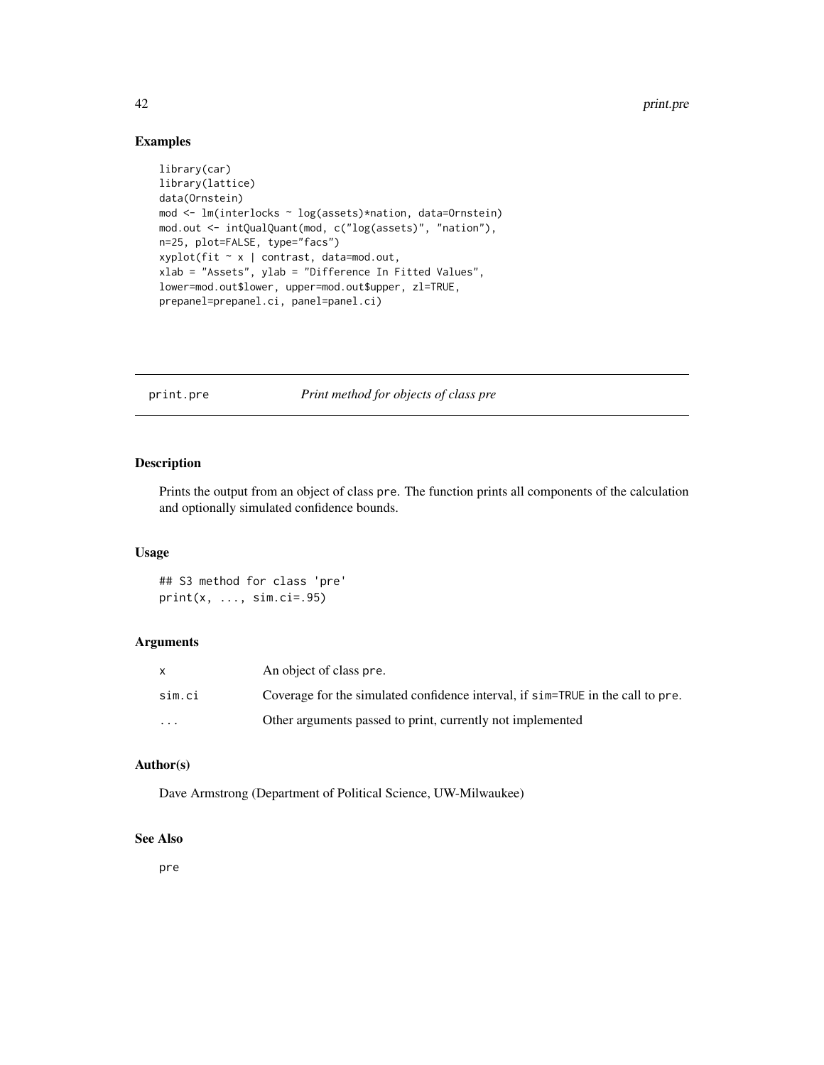## Examples

```
library(car)
library(lattice)
data(Ornstein)
mod <- lm(interlocks ~ log(assets)*nation, data=Ornstein)
mod.out <- intQualQuant(mod, c("log(assets)", "nation"),
n=25, plot=FALSE, type="facs")
xyplot(fit ~ x | contrast, data=mod.out,
xlab = "Assets", ylab = "Difference In Fitted Values",
lower=mod.out$lower, upper=mod.out$upper, zl=TRUE,
prepanel=prepanel.ci, panel=panel.ci)
```

---

# print.pre — *Print method for objects of class pre*

## Description

Prints the output from an object of class `pre`. The function prints all components of the calculation and optionally simulated confidence bounds.

## Usage

```
## S3 method for class 'pre'
print(x, ..., sim.ci=.95)
```

## Arguments

| | |
|---|---|
| `x` | An object of class `pre`. |
| `sim.ci` | Coverage for the simulated confidence interval, if `sim=TRUE` in the call to `pre`. |
| `...` | Other arguments passed to print, currently not implemented |

## Author(s)

Dave Armstrong (Department of Political Science, UW-Milwaukee)

## See Also

`pre`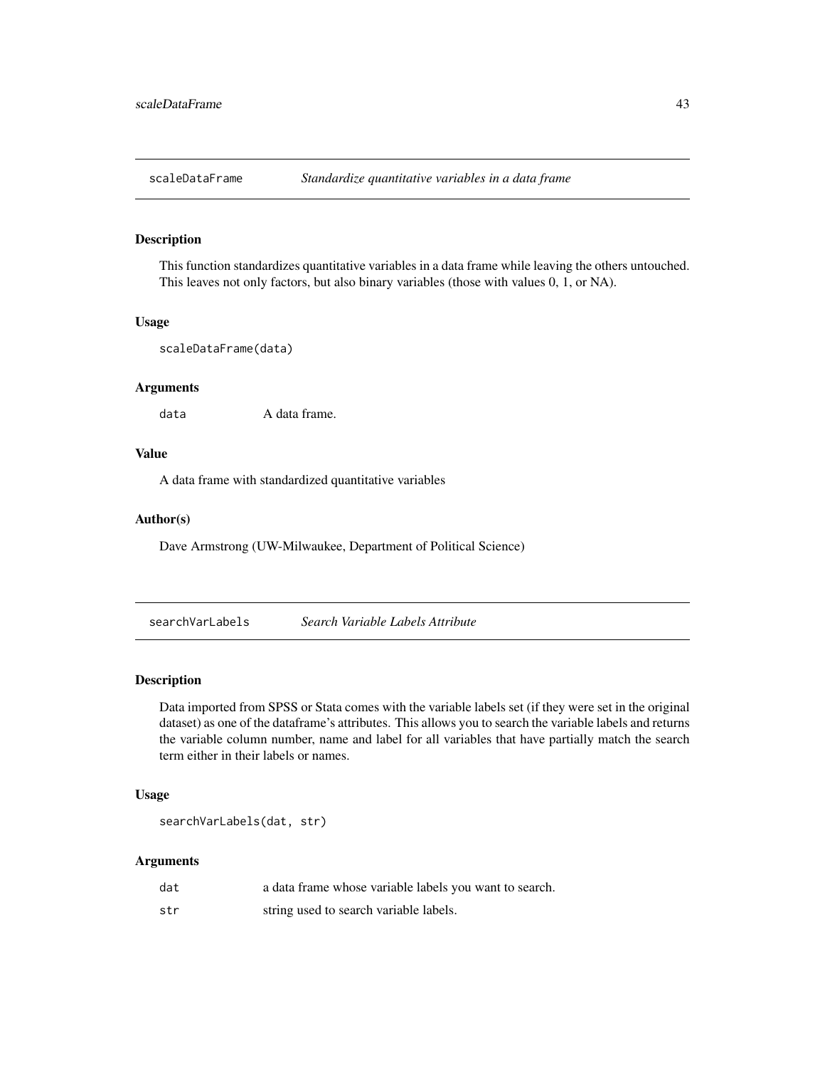## scaleDataFrame — *Standardize quantitative variables in a data frame*

### Description

This function standardizes quantitative variables in a data frame while leaving the others untouched. This leaves not only factors, but also binary variables (those with values 0, 1, or NA).

### Usage

```
scaleDataFrame(data)
```

### Arguments

| | |
|---|---|
| `data` | A data frame. |

### Value

A data frame with standardized quantitative variables

### Author(s)

Dave Armstrong (UW-Milwaukee, Department of Political Science)

## searchVarLabels — *Search Variable Labels Attribute*

### Description

Data imported from SPSS or Stata comes with the variable labels set (if they were set in the original dataset) as one of the dataframe's attributes. This allows you to search the variable labels and returns the variable column number, name and label for all variables that have partially match the search term either in their labels or names.

### Usage

```
searchVarLabels(dat, str)
```

### Arguments

| | |
|---|---|
| `dat` | a data frame whose variable labels you want to search. |
| `str` | string used to search variable labels. |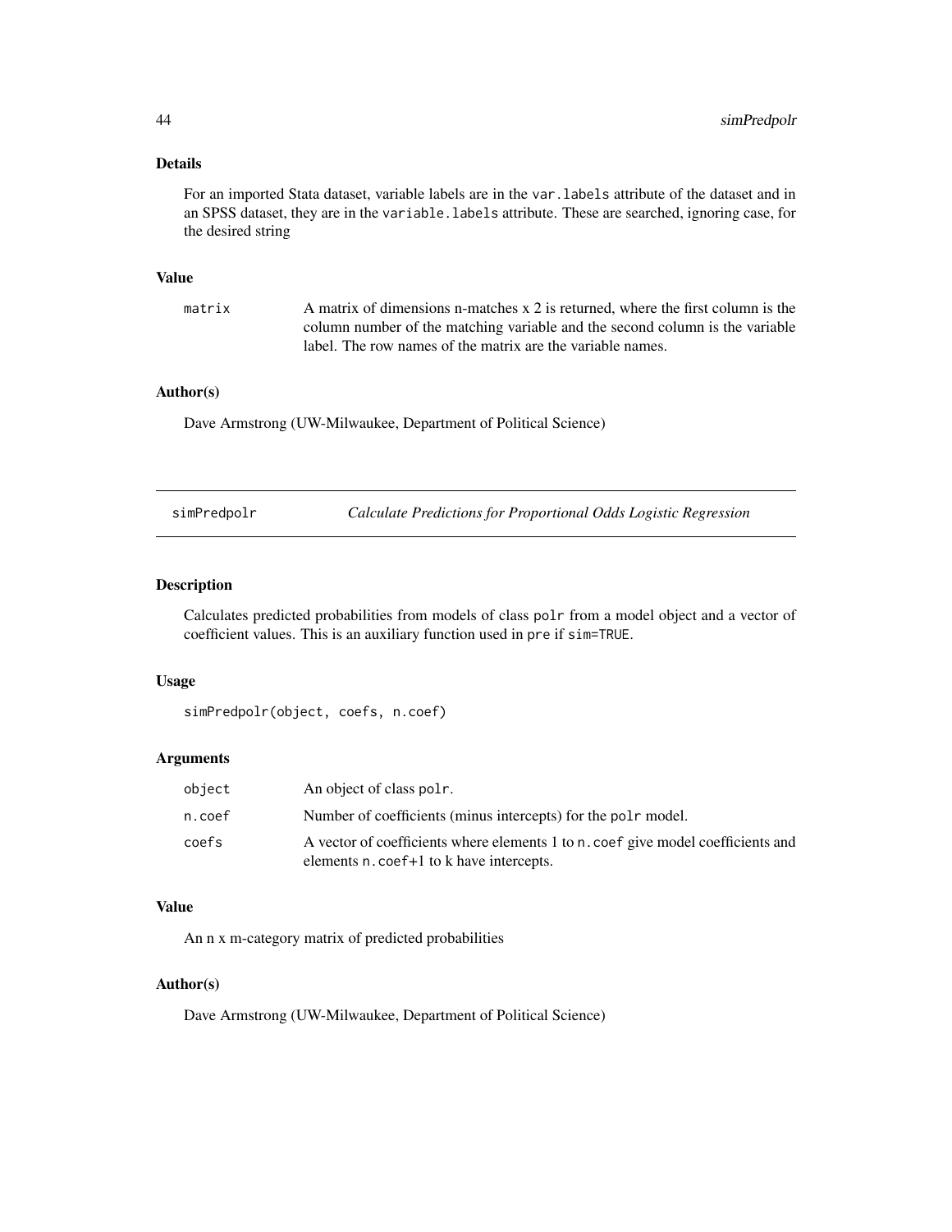### Details

For an imported Stata dataset, variable labels are in the `var.labels` attribute of the dataset and in an SPSS dataset, they are in the `variable.labels` attribute. These are searched, ignoring case, for the desired string

### Value

| | |
|---|---|
| `matrix` | A matrix of dimensions n-matches x 2 is returned, where the first column is the column number of the matching variable and the second column is the variable label. The row names of the matrix are the variable names. |

### Author(s)

Dave Armstrong (UW-Milwaukee, Department of Political Science)

---

## simPredpolr — *Calculate Predictions for Proportional Odds Logistic Regression*

---

### Description

Calculates predicted probabilities from models of class `polr` from a model object and a vector of coefficient values. This is an auxiliary function used in `pre` if `sim=TRUE`.

### Usage

```
simPredpolr(object, coefs, n.coef)
```

### Arguments

| | |
|---|---|
| `object` | An object of class `polr`. |
| `n.coef` | Number of coefficients (minus intercepts) for the `polr` model. |
| `coefs` | A vector of coefficients where elements 1 to `n.coef` give model coefficients and elements `n.coef+1` to k have intercepts. |

### Value

An n x m-category matrix of predicted probabilities

### Author(s)

Dave Armstrong (UW-Milwaukee, Department of Political Science)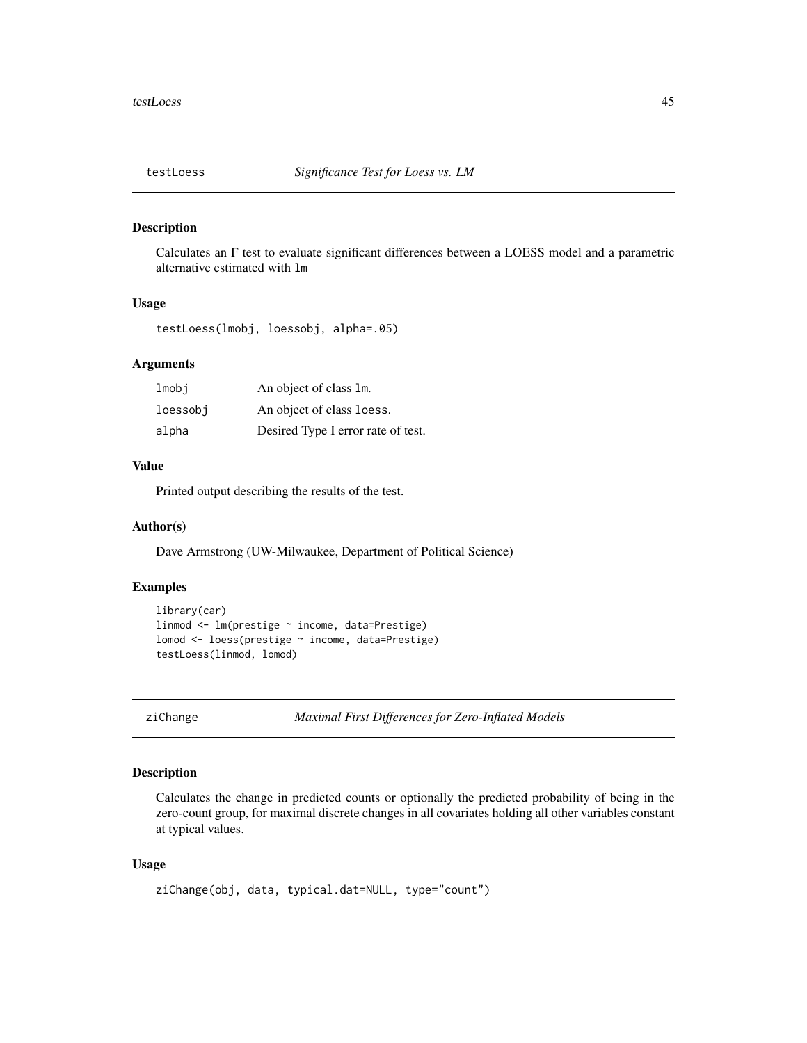## testLoess — *Significance Test for Loess vs. LM*

### Description

Calculates an F test to evaluate significant differences between a LOESS model and a parametric alternative estimated with `lm`

### Usage

```
testLoess(lmobj, loessobj, alpha=.05)
```

### Arguments

| | |
|---|---|
| `lmobj` | An object of class `lm`. |
| `loessobj` | An object of class `loess`. |
| `alpha` | Desired Type I error rate of test. |

### Value

Printed output describing the results of the test.

### Author(s)

Dave Armstrong (UW-Milwaukee, Department of Political Science)

### Examples

```
library(car)
linmod <- lm(prestige ~ income, data=Prestige)
lomod <- loess(prestige ~ income, data=Prestige)
testLoess(linmod, lomod)
```

## ziChange — *Maximal First Differences for Zero-Inflated Models*

### Description

Calculates the change in predicted counts or optionally the predicted probability of being in the zero-count group, for maximal discrete changes in all covariates holding all other variables constant at typical values.

### Usage

```
ziChange(obj, data, typical.dat=NULL, type="count")
```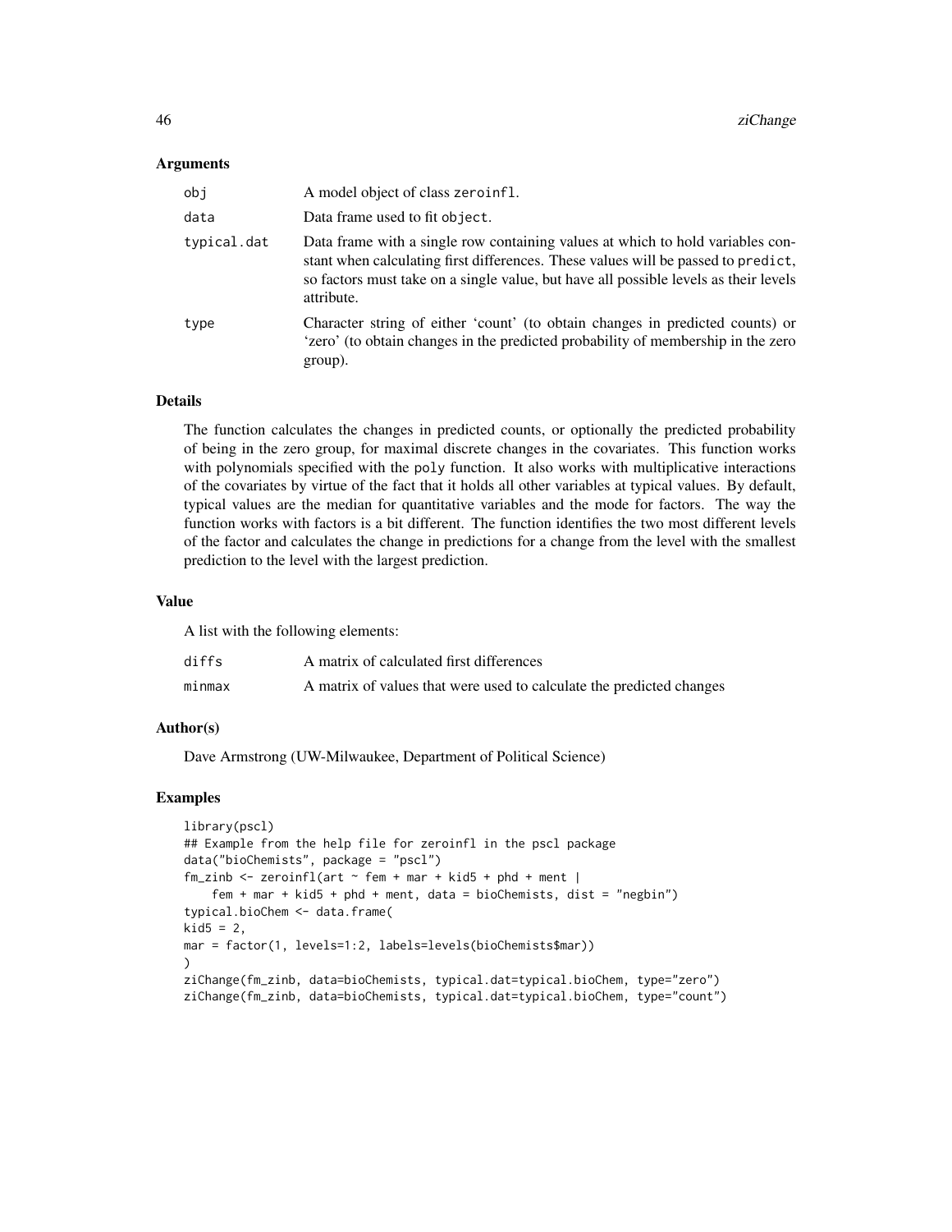### Arguments

| | |
|---|---|
| `obj` | A model object of class `zeroinfl`. |
| `data` | Data frame used to fit `object`. |
| `typical.dat` | Data frame with a single row containing values at which to hold variables constant when calculating first differences. These values will be passed to `predict`, so factors must take on a single value, but have all possible levels as their levels attribute. |
| `type` | Character string of either 'count' (to obtain changes in predicted counts) or 'zero' (to obtain changes in the predicted probability of membership in the zero group). |

### Details

The function calculates the changes in predicted counts, or optionally the predicted probability of being in the zero group, for maximal discrete changes in the covariates. This function works with polynomials specified with the `poly` function. It also works with multiplicative interactions of the covariates by virtue of the fact that it holds all other variables at typical values. By default, typical values are the median for quantitative variables and the mode for factors. The way the function works with factors is a bit different. The function identifies the two most different levels of the factor and calculates the change in predictions for a change from the level with the smallest prediction to the level with the largest prediction.

### Value

A list with the following elements:

| | |
|---|---|
| `diffs` | A matrix of calculated first differences |
| `minmax` | A matrix of values that were used to calculate the predicted changes |

### Author(s)

Dave Armstrong (UW-Milwaukee, Department of Political Science)

### Examples

```
library(pscl)
## Example from the help file for zeroinfl in the pscl package
data("bioChemists", package = "pscl")
fm_zinb <- zeroinfl(art ~ fem + mar + kid5 + phd + ment |
    fem + mar + kid5 + phd + ment, data = bioChemists, dist = "negbin")
typical.bioChem <- data.frame(
kid5 = 2,
mar = factor(1, levels=1:2, labels=levels(bioChemists$mar))
)
ziChange(fm_zinb, data=bioChemists, typical.dat=typical.bioChem, type="zero")
ziChange(fm_zinb, data=bioChemists, typical.dat=typical.bioChem, type="count")
```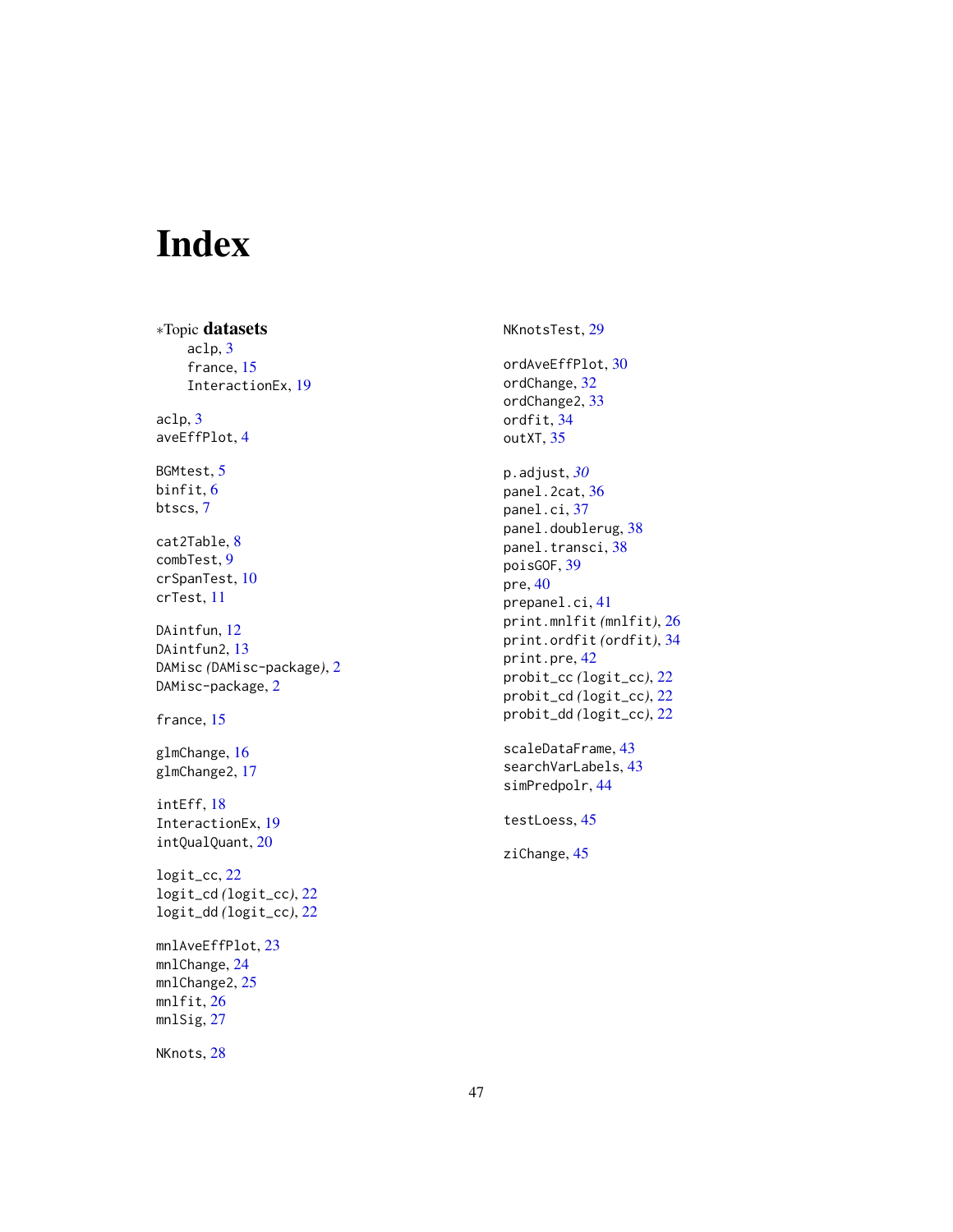# Index

∗Topic **datasets**
- aclp, 3
- france, 15
- InteractionEx, 19

aclp, 3
aveEffPlot, 4

BGMtest, 5
binfit, 6
btscs, 7

cat2Table, 8
combTest, 9
crSpanTest, 10
crTest, 11

DAintfun, 12
DAintfun2, 13
DAMisc *(DAMisc-package)*, 2
DAMisc-package, 2

france, 15

glmChange, 16
glmChange2, 17

intEff, 18
InteractionEx, 19
intQualQuant, 20

logit_cc, 22
logit_cd *(logit_cc)*, 22
logit_dd *(logit_cc)*, 22

mnlAveEffPlot, 23
mnlChange, 24
mnlChange2, 25
mnlfit, 26
mnlSig, 27

NKnots, 28
NKnotsTest, 29

ordAveEffPlot, 30
ordChange, 32
ordChange2, 33
ordfit, 34
outXT, 35

p.adjust, *30*
panel.2cat, 36
panel.ci, 37
panel.doublerug, 38
panel.transci, 38
poisGOF, 39
pre, 40
prepanel.ci, 41
print.mnlfit *(mnlfit)*, 26
print.ordfit *(ordfit)*, 34
print.pre, 42
probit_cc *(logit_cc)*, 22
probit_cd *(logit_cc)*, 22
probit_dd *(logit_cc)*, 22

scaleDataFrame, 43
searchVarLabels, 43
simPredpolr, 44

testLoess, 45

ziChange, 45